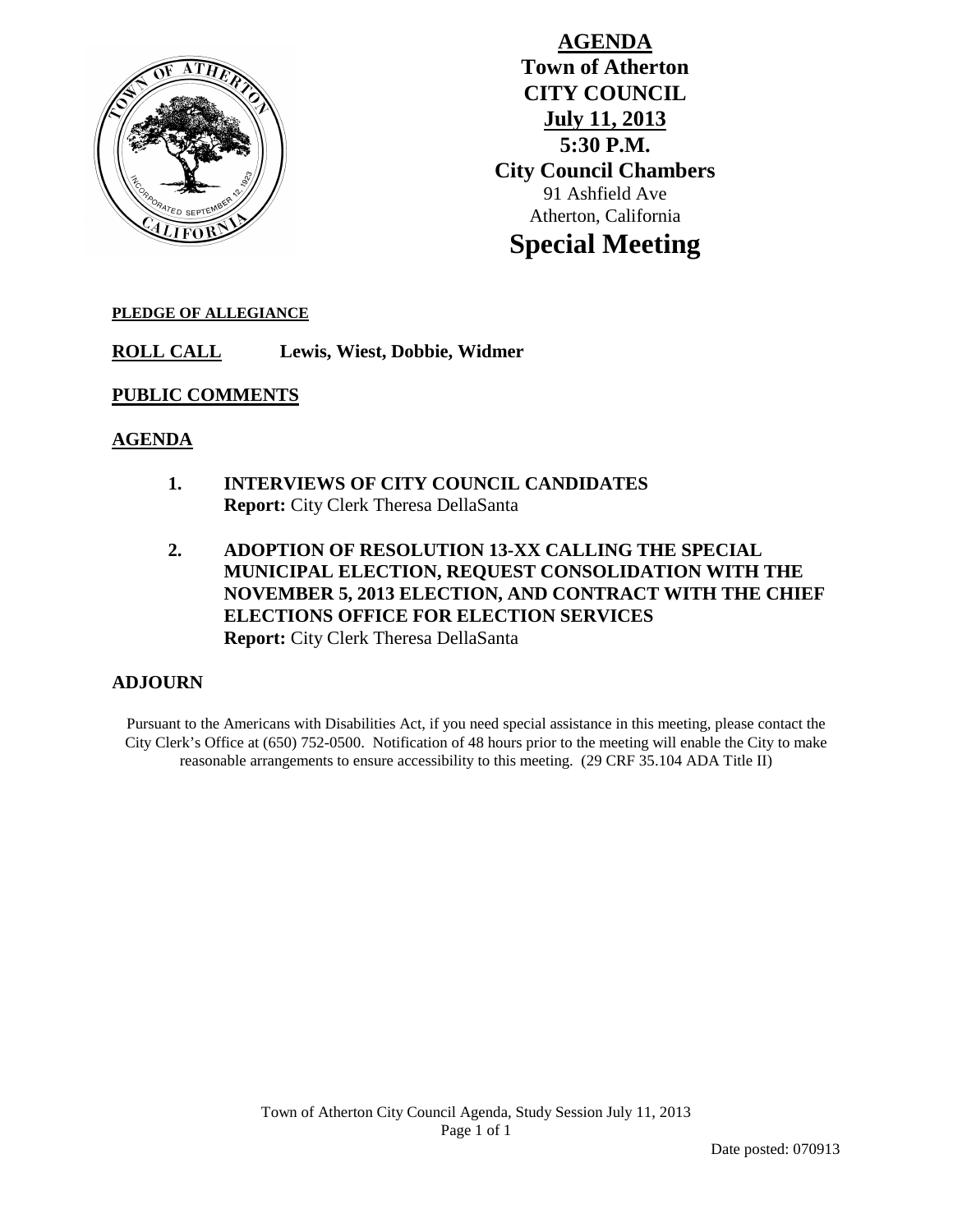# AGENDA

**Town of Atherton**
**CITY COUNCIL**
**July 11, 2013**
**5:30 P.M.**
**City Council Chambers**
91 Ashfield Ave
Atherton, California

## Special Meeting

**PLEDGE OF ALLEGIANCE**

**ROLL CALL** **Lewis, Wiest, Dobbie, Widmer**

**PUBLIC COMMENTS**

**AGENDA**

1. **INTERVIEWS OF CITY COUNCIL CANDIDATES**
   **Report:** City Clerk Theresa DellaSanta

2. **ADOPTION OF RESOLUTION 13-XX CALLING THE SPECIAL MUNICIPAL ELECTION, REQUEST CONSOLIDATION WITH THE NOVEMBER 5, 2013 ELECTION, AND CONTRACT WITH THE CHIEF ELECTIONS OFFICE FOR ELECTION SERVICES**
   **Report:** City Clerk Theresa DellaSanta

**ADJOURN**

Pursuant to the Americans with Disabilities Act, if you need special assistance in this meeting, please contact the City Clerk's Office at (650) 752-0500. Notification of 48 hours prior to the meeting will enable the City to make reasonable arrangements to ensure accessibility to this meeting. (29 CRF 35.104 ADA Title II)

Date posted: 070913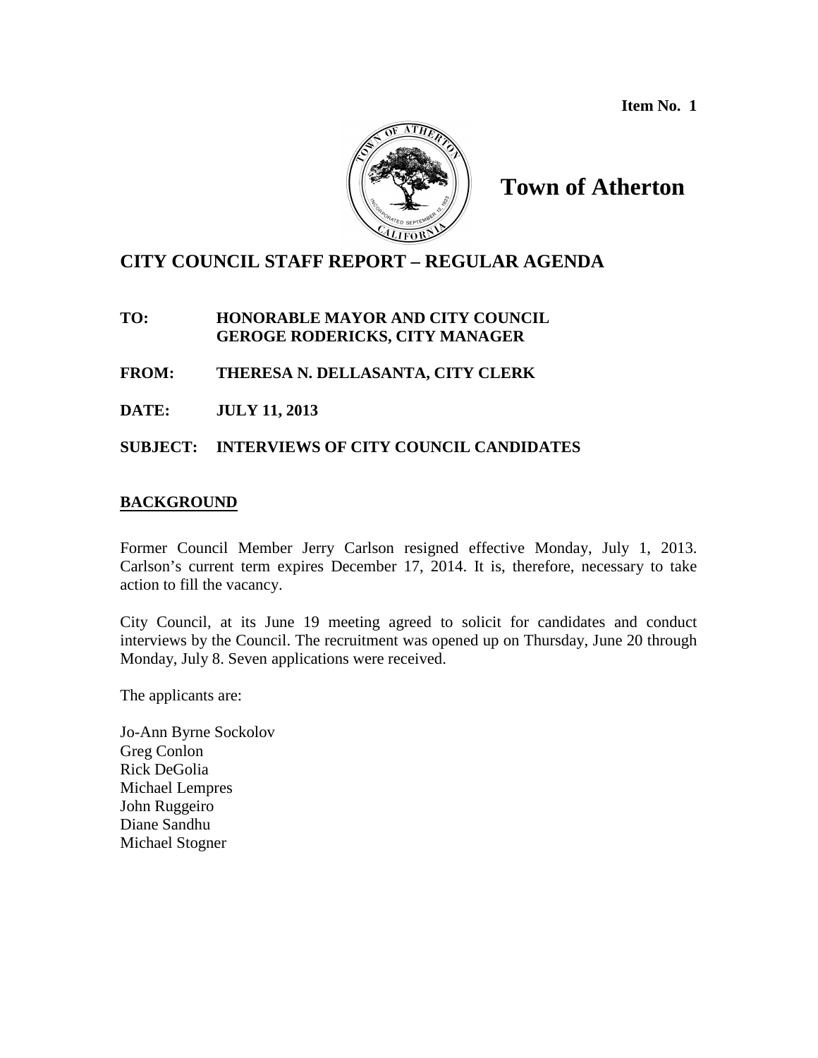**Item No. 1**

# Town of Atherton

## CITY COUNCIL STAFF REPORT – REGULAR AGENDA

**TO:** HONORABLE MAYOR AND CITY COUNCIL
GEROGE RODERICKS, CITY MANAGER

**FROM:** THERESA N. DELLASANTA, CITY CLERK

**DATE:** JULY 11, 2013

**SUBJECT:** INTERVIEWS OF CITY COUNCIL CANDIDATES

### BACKGROUND

Former Council Member Jerry Carlson resigned effective Monday, July 1, 2013. Carlson's current term expires December 17, 2014. It is, therefore, necessary to take action to fill the vacancy.

City Council, at its June 19 meeting agreed to solicit for candidates and conduct interviews by the Council. The recruitment was opened up on Thursday, June 20 through Monday, July 8. Seven applications were received.

The applicants are:

Jo-Ann Byrne Sockolov
Greg Conlon
Rick DeGolia
Michael Lempres
John Ruggeiro
Diane Sandhu
Michael Stogner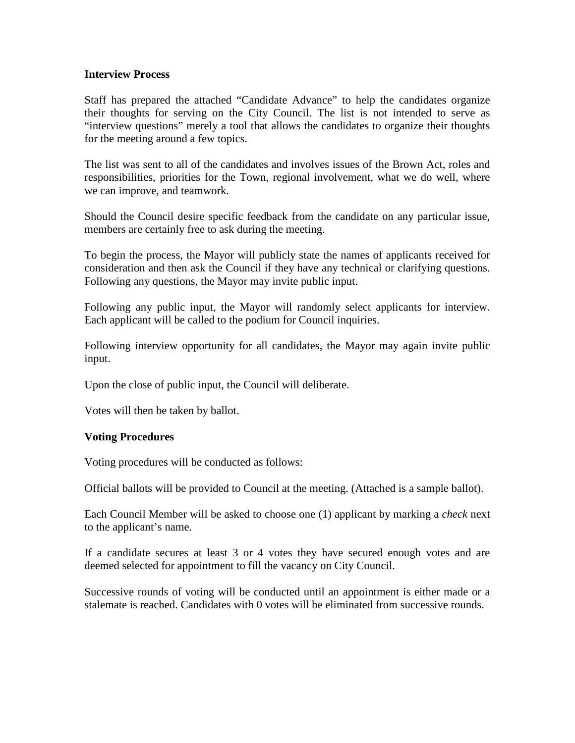**Interview Process**

Staff has prepared the attached "Candidate Advance" to help the candidates organize their thoughts for serving on the City Council. The list is not intended to serve as "interview questions" merely a tool that allows the candidates to organize their thoughts for the meeting around a few topics.

The list was sent to all of the candidates and involves issues of the Brown Act, roles and responsibilities, priorities for the Town, regional involvement, what we do well, where we can improve, and teamwork.

Should the Council desire specific feedback from the candidate on any particular issue, members are certainly free to ask during the meeting.

To begin the process, the Mayor will publicly state the names of applicants received for consideration and then ask the Council if they have any technical or clarifying questions. Following any questions, the Mayor may invite public input.

Following any public input, the Mayor will randomly select applicants for interview. Each applicant will be called to the podium for Council inquiries.

Following interview opportunity for all candidates, the Mayor may again invite public input.

Upon the close of public input, the Council will deliberate.

Votes will then be taken by ballot.

**Voting Procedures**

Voting procedures will be conducted as follows:

Official ballots will be provided to Council at the meeting. (Attached is a sample ballot).

Each Council Member will be asked to choose one (1) applicant by marking a *check* next to the applicant's name.

If a candidate secures at least 3 or 4 votes they have secured enough votes and are deemed selected for appointment to fill the vacancy on City Council.

Successive rounds of voting will be conducted until an appointment is either made or a stalemate is reached. Candidates with 0 votes will be eliminated from successive rounds.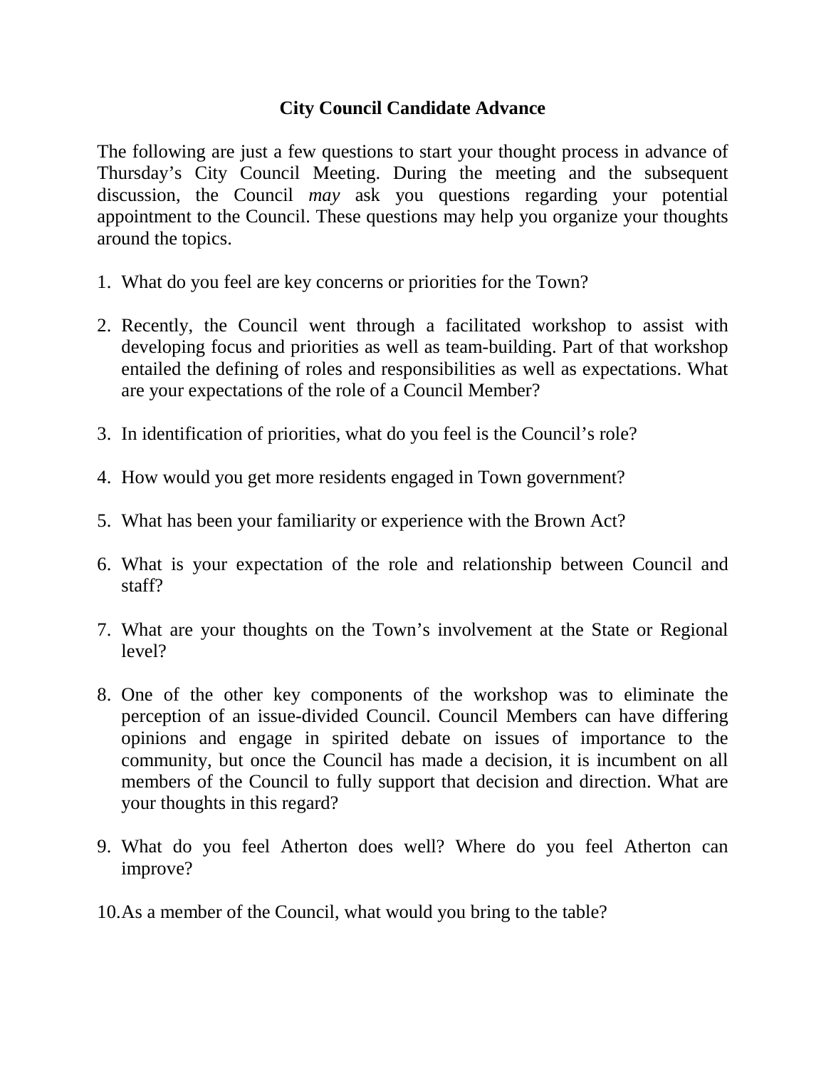# City Council Candidate Advance

The following are just a few questions to start your thought process in advance of Thursday's City Council Meeting. During the meeting and the subsequent discussion, the Council *may* ask you questions regarding your potential appointment to the Council. These questions may help you organize your thoughts around the topics.

1. What do you feel are key concerns or priorities for the Town?

2. Recently, the Council went through a facilitated workshop to assist with developing focus and priorities as well as team-building. Part of that workshop entailed the defining of roles and responsibilities as well as expectations. What are your expectations of the role of a Council Member?

3. In identification of priorities, what do you feel is the Council's role?

4. How would you get more residents engaged in Town government?

5. What has been your familiarity or experience with the Brown Act?

6. What is your expectation of the role and relationship between Council and staff?

7. What are your thoughts on the Town's involvement at the State or Regional level?

8. One of the other key components of the workshop was to eliminate the perception of an issue-divided Council. Council Members can have differing opinions and engage in spirited debate on issues of importance to the community, but once the Council has made a decision, it is incumbent on all members of the Council to fully support that decision and direction. What are your thoughts in this regard?

9. What do you feel Atherton does well? Where do you feel Atherton can improve?

10. As a member of the Council, what would you bring to the table?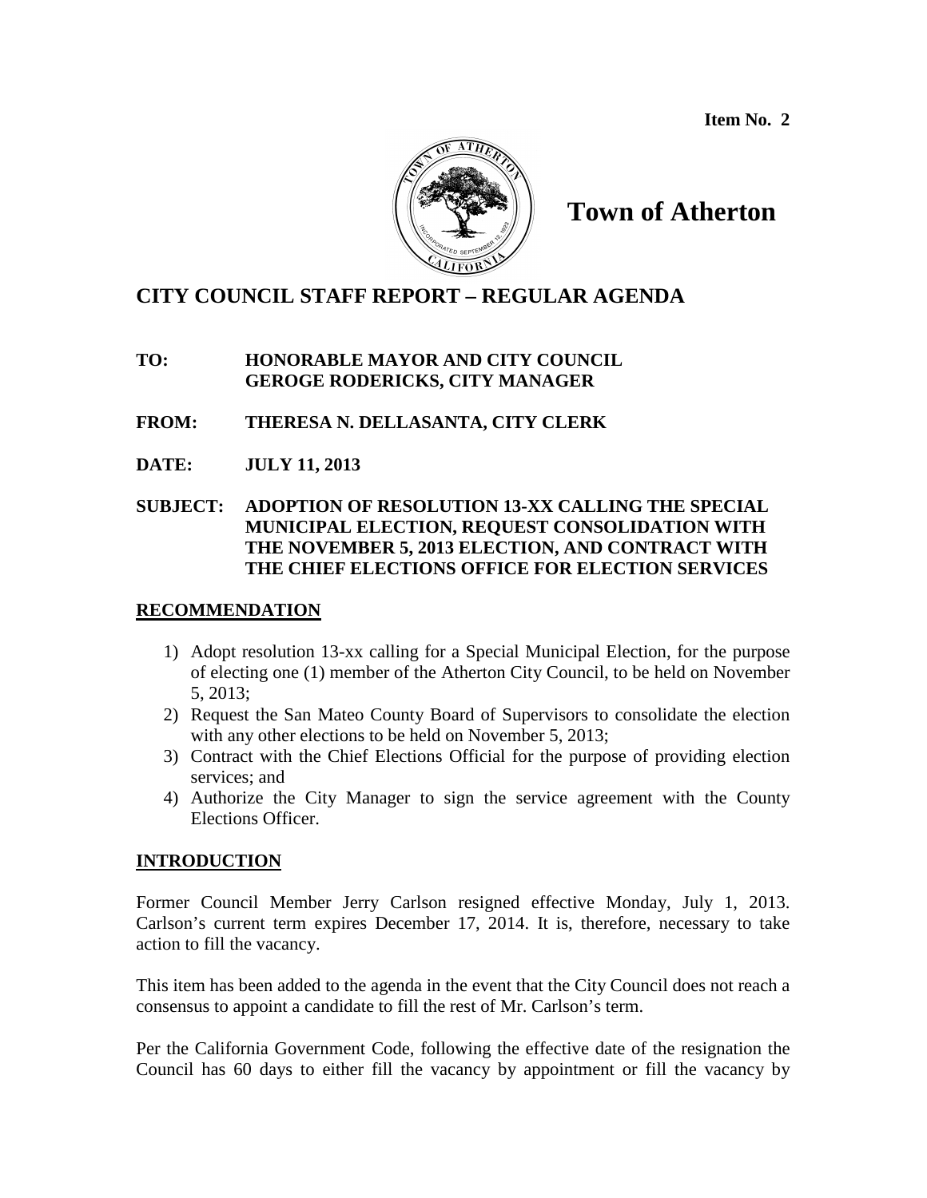**Item No. 2**

# Town of Atherton

## CITY COUNCIL STAFF REPORT – REGULAR AGENDA

**TO:** **HONORABLE MAYOR AND CITY COUNCIL**
**GEROGE RODERICKS, CITY MANAGER**

**FROM:** **THERESA N. DELLASANTA, CITY CLERK**

**DATE:** **JULY 11, 2013**

**SUBJECT:** **ADOPTION OF RESOLUTION 13-XX CALLING THE SPECIAL MUNICIPAL ELECTION, REQUEST CONSOLIDATION WITH THE NOVEMBER 5, 2013 ELECTION, AND CONTRACT WITH THE CHIEF ELECTIONS OFFICE FOR ELECTION SERVICES**

### RECOMMENDATION

1) Adopt resolution 13-xx calling for a Special Municipal Election, for the purpose of electing one (1) member of the Atherton City Council, to be held on November 5, 2013;
2) Request the San Mateo County Board of Supervisors to consolidate the election with any other elections to be held on November 5, 2013;
3) Contract with the Chief Elections Official for the purpose of providing election services; and
4) Authorize the City Manager to sign the service agreement with the County Elections Officer.

### INTRODUCTION

Former Council Member Jerry Carlson resigned effective Monday, July 1, 2013. Carlson's current term expires December 17, 2014. It is, therefore, necessary to take action to fill the vacancy.

This item has been added to the agenda in the event that the City Council does not reach a consensus to appoint a candidate to fill the rest of Mr. Carlson's term.

Per the California Government Code, following the effective date of the resignation the Council has 60 days to either fill the vacancy by appointment or fill the vacancy by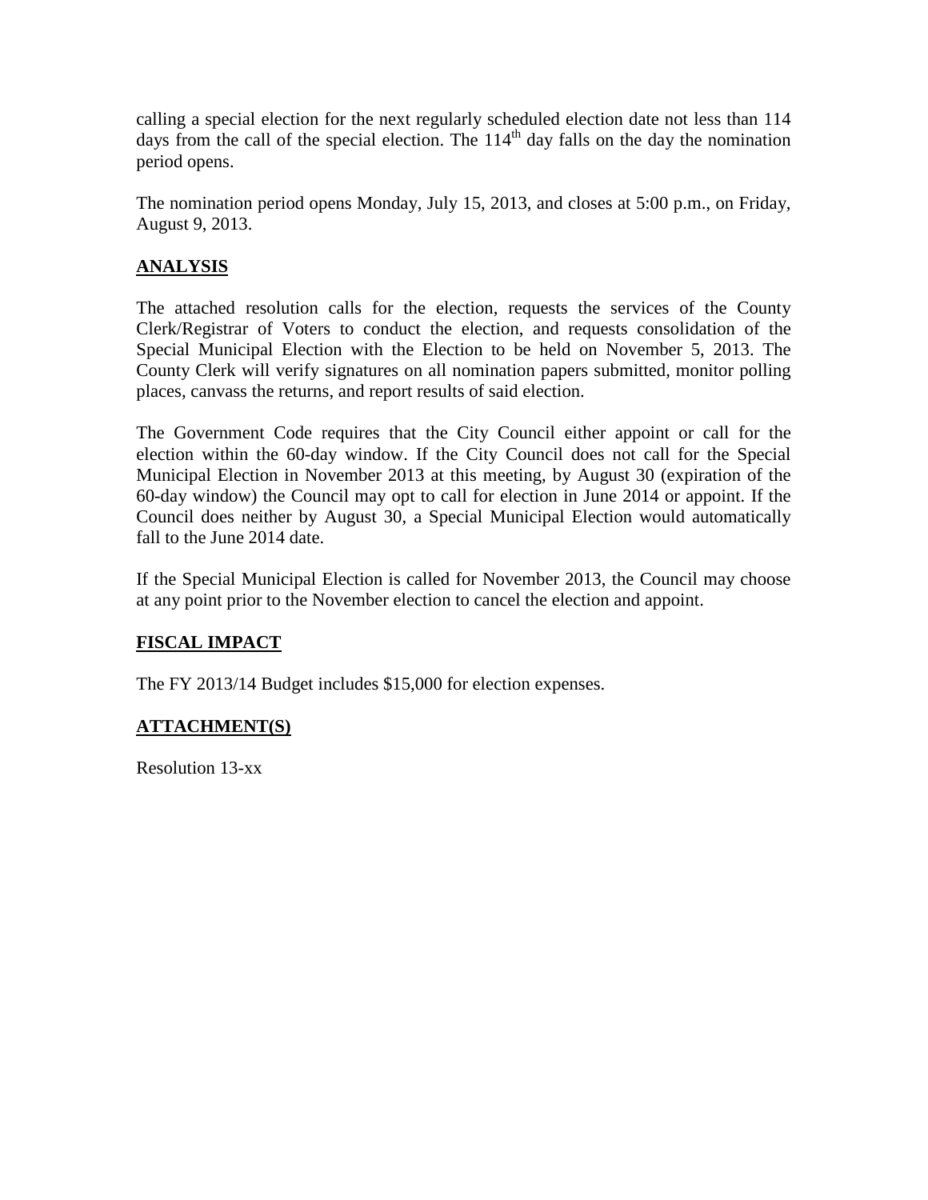calling a special election for the next regularly scheduled election date not less than 114 days from the call of the special election. The 114th day falls on the day the nomination period opens.

The nomination period opens Monday, July 15, 2013, and closes at 5:00 p.m., on Friday, August 9, 2013.

## ANALYSIS

The attached resolution calls for the election, requests the services of the County Clerk/Registrar of Voters to conduct the election, and requests consolidation of the Special Municipal Election with the Election to be held on November 5, 2013. The County Clerk will verify signatures on all nomination papers submitted, monitor polling places, canvass the returns, and report results of said election.

The Government Code requires that the City Council either appoint or call for the election within the 60-day window. If the City Council does not call for the Special Municipal Election in November 2013 at this meeting, by August 30 (expiration of the 60-day window) the Council may opt to call for election in June 2014 or appoint. If the Council does neither by August 30, a Special Municipal Election would automatically fall to the June 2014 date.

If the Special Municipal Election is called for November 2013, the Council may choose at any point prior to the November election to cancel the election and appoint.

## FISCAL IMPACT

The FY 2013/14 Budget includes $15,000 for election expenses.

## ATTACHMENT(S)

Resolution 13-xx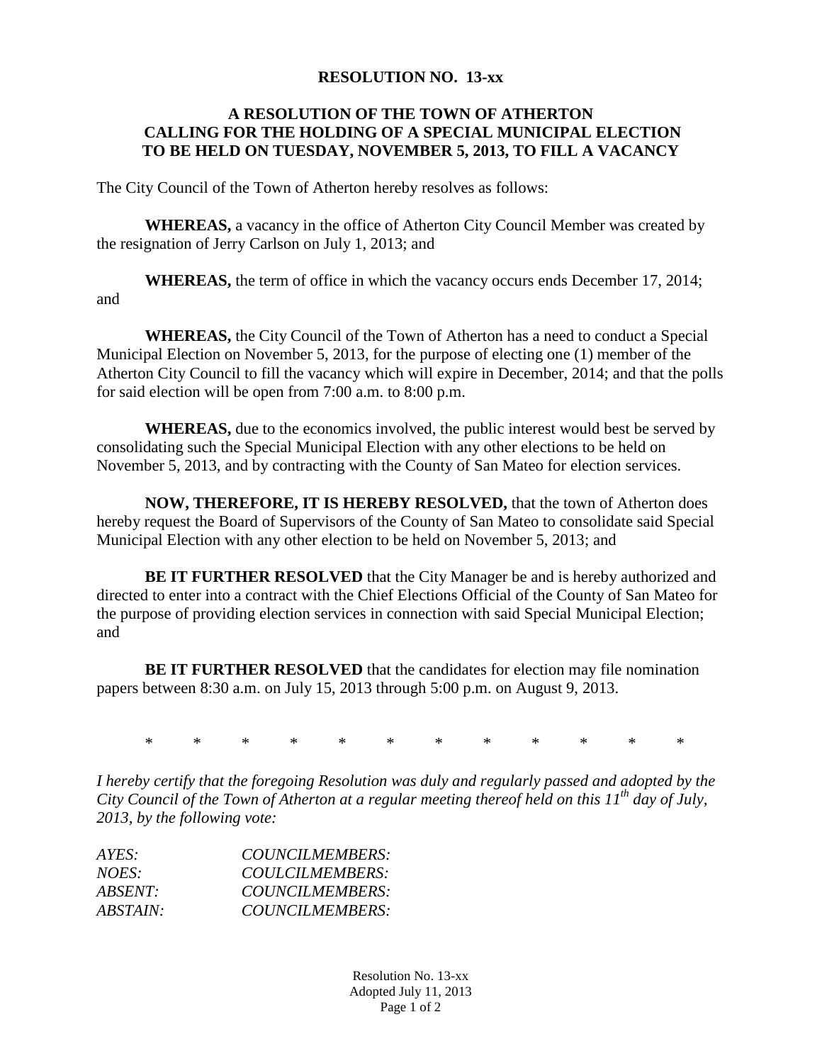**RESOLUTION NO. 13-xx**

**A RESOLUTION OF THE TOWN OF ATHERTON CALLING FOR THE HOLDING OF A SPECIAL MUNICIPAL ELECTION TO BE HELD ON TUESDAY, NOVEMBER 5, 2013, TO FILL A VACANCY**

The City Council of the Town of Atherton hereby resolves as follows:

**WHEREAS,** a vacancy in the office of Atherton City Council Member was created by the resignation of Jerry Carlson on July 1, 2013; and

**WHEREAS,** the term of office in which the vacancy occurs ends December 17, 2014; and

**WHEREAS,** the City Council of the Town of Atherton has a need to conduct a Special Municipal Election on November 5, 2013, for the purpose of electing one (1) member of the Atherton City Council to fill the vacancy which will expire in December, 2014; and that the polls for said election will be open from 7:00 a.m. to 8:00 p.m.

**WHEREAS,** due to the economics involved, the public interest would best be served by consolidating such the Special Municipal Election with any other elections to be held on November 5, 2013, and by contracting with the County of San Mateo for election services.

**NOW, THEREFORE, IT IS HEREBY RESOLVED,** that the town of Atherton does hereby request the Board of Supervisors of the County of San Mateo to consolidate said Special Municipal Election with any other election to be held on November 5, 2013; and

**BE IT FURTHER RESOLVED** that the City Manager be and is hereby authorized and directed to enter into a contract with the Chief Elections Official of the County of San Mateo for the purpose of providing election services in connection with said Special Municipal Election; and

**BE IT FURTHER RESOLVED** that the candidates for election may file nomination papers between 8:30 a.m. on July 15, 2013 through 5:00 p.m. on August 9, 2013.

\* \* \* \* \* \* \* \* \* \* \* \*

*I hereby certify that the foregoing Resolution was duly and regularly passed and adopted by the City Council of the Town of Atherton at a regular meeting thereof held on this 11th day of July, 2013, by the following vote:*

*AYES: COUNCILMEMBERS:*
*NOES: COULCILMEMBERS:*
*ABSENT: COUNCILMEMBERS:*
*ABSTAIN: COUNCILMEMBERS:*

Resolution No. 13-xx
Adopted July 11, 2013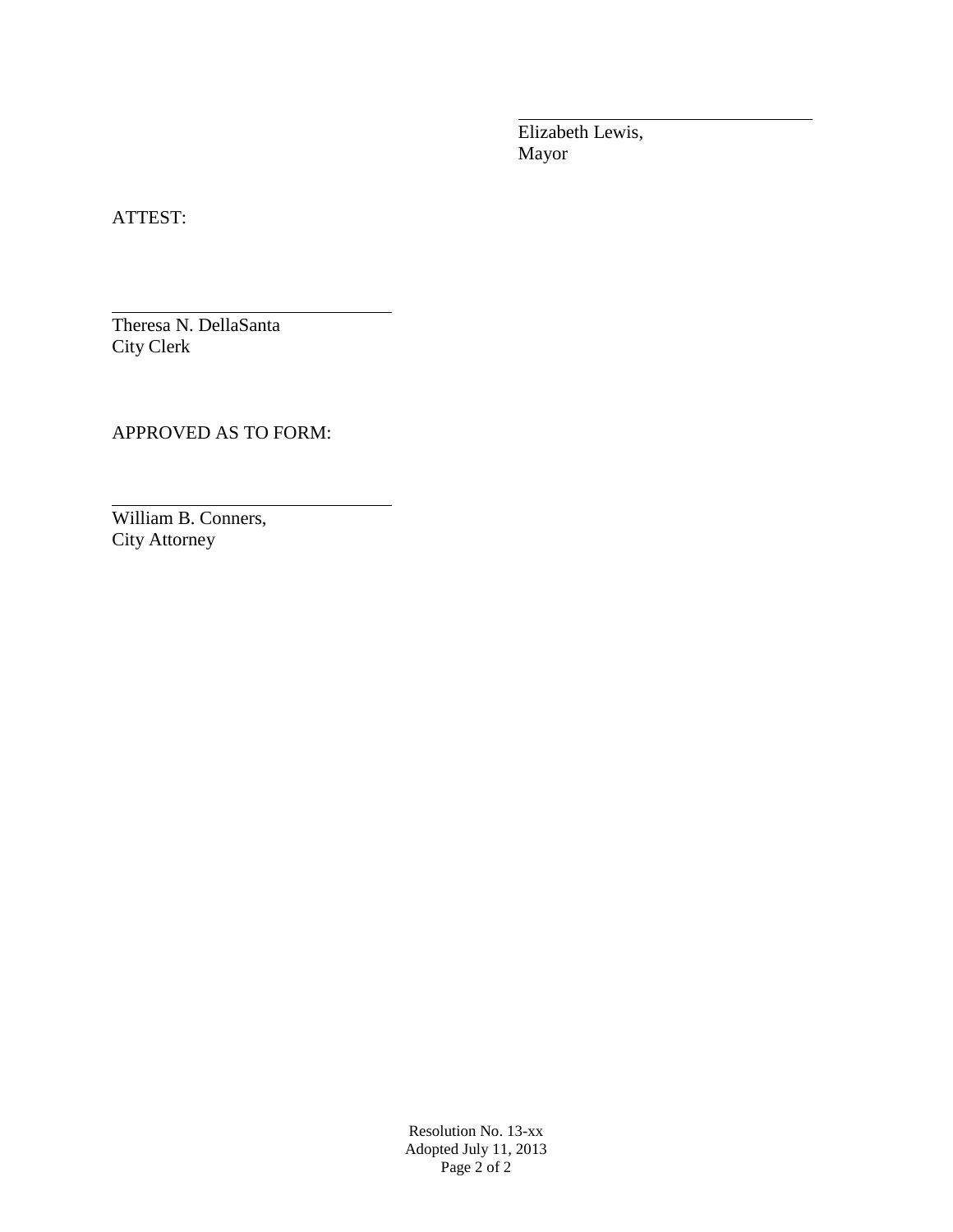\_\_\_\_\_\_\_\_\_\_\_\_\_\_\_\_\_\_\_\_\_\_\_\_\_\_\_\_\_\_
Elizabeth Lewis,
Mayor

ATTEST:

\_\_\_\_\_\_\_\_\_\_\_\_\_\_\_\_\_\_\_\_\_\_\_\_\_\_\_\_\_\_
Theresa N. DellaSanta
City Clerk

APPROVED AS TO FORM:

\_\_\_\_\_\_\_\_\_\_\_\_\_\_\_\_\_\_\_\_\_\_\_\_\_\_\_\_\_\_
William B. Conners,
City Attorney

Resolution No. 13-xx
Adopted July 11, 2013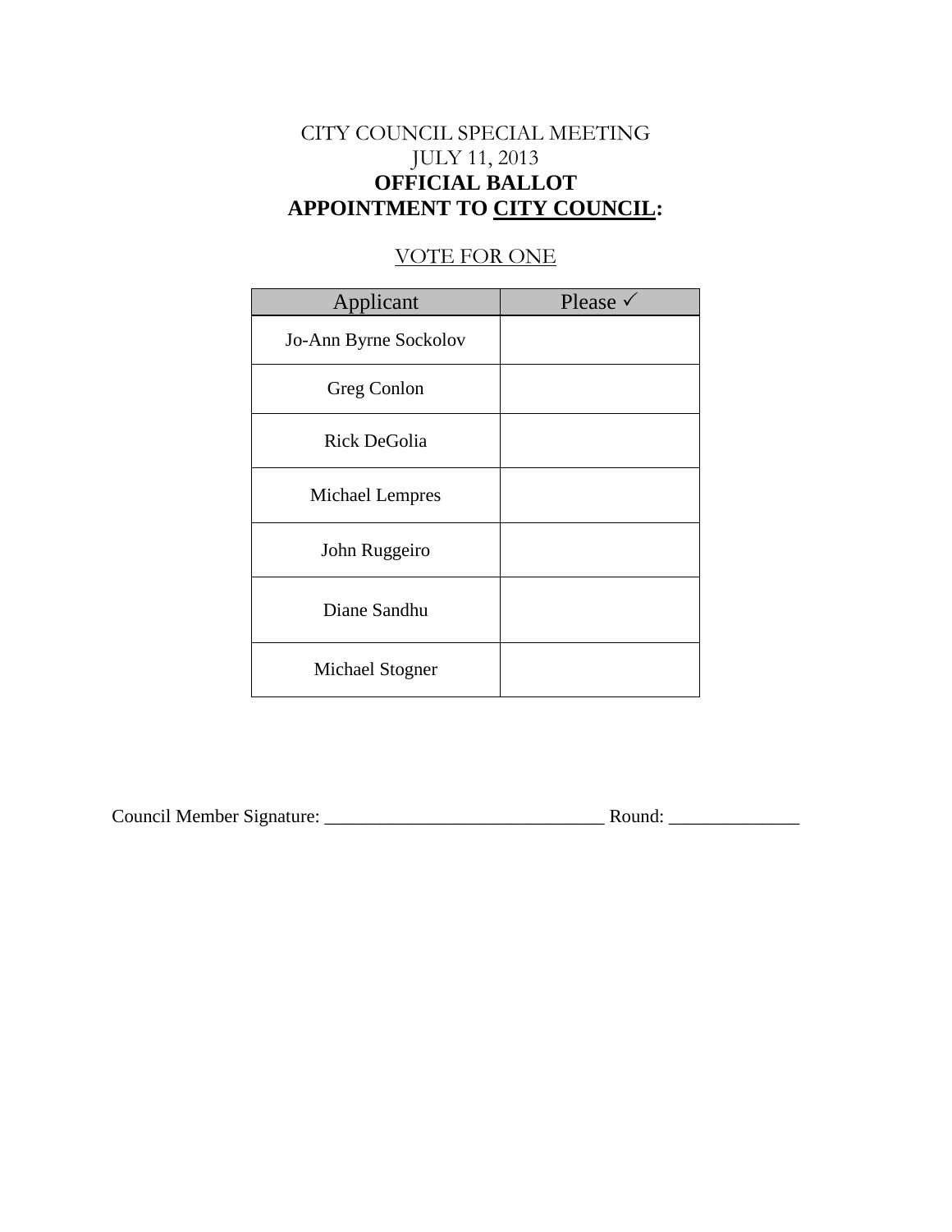CITY COUNCIL SPECIAL MEETING

JULY 11, 2013

**OFFICIAL BALLOT**

**APPOINTMENT TO CITY COUNCIL:**

VOTE FOR ONE

| Applicant | Please ✓ |
|---|---|
| Jo-Ann Byrne Sockolov | |
| Greg Conlon | |
| Rick DeGolia | |
| Michael Lempres | |
| John Ruggeiro | |
| Diane Sandhu | |
| Michael Stogner | |

Council Member Signature: ______________________________ Round: ______________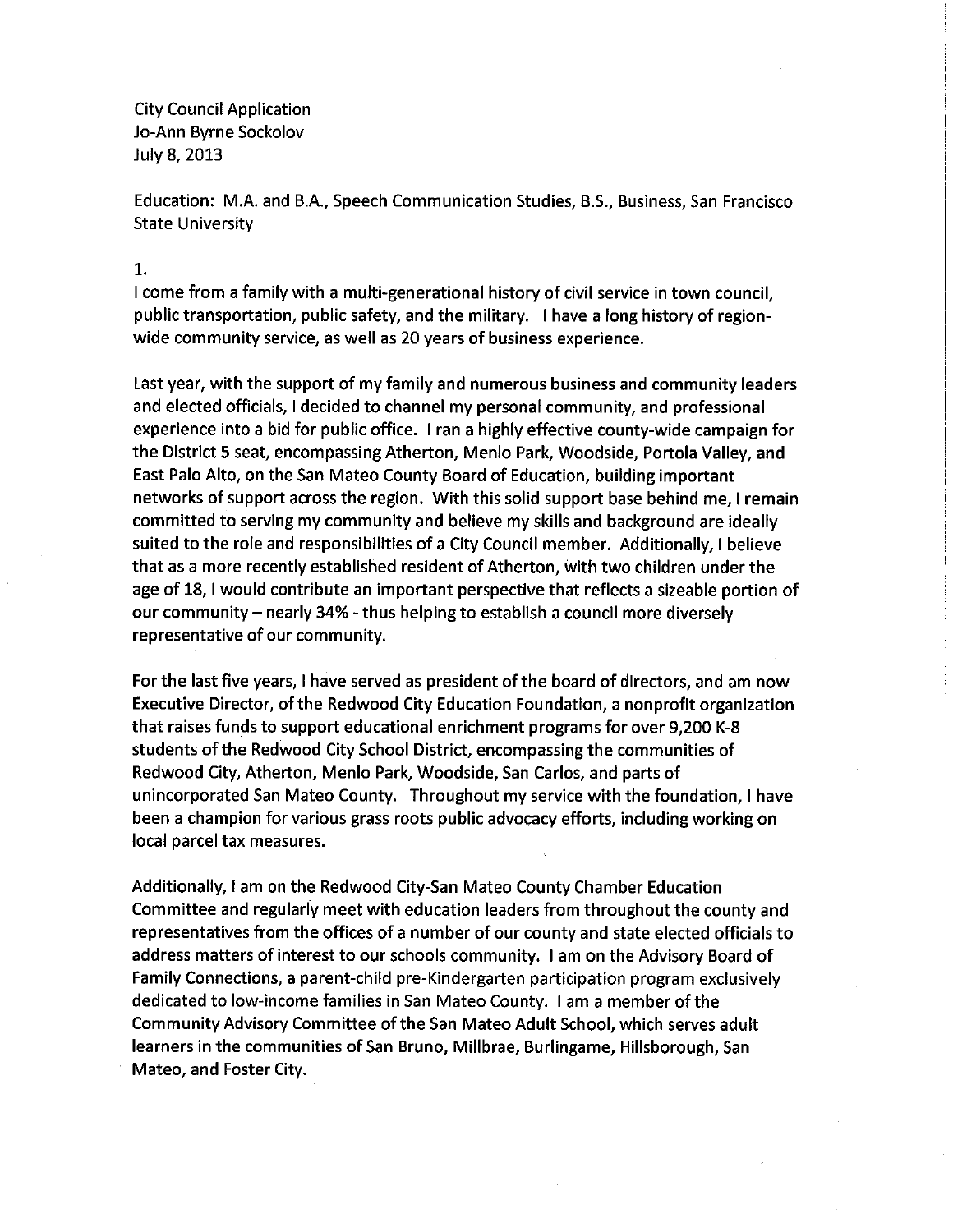City Council Application
Jo-Ann Byrne Sockolov
July 8, 2013

Education: M.A. and B.A., Speech Communication Studies, B.S., Business, San Francisco State University

1.

I come from a family with a multi-generational history of civil service in town council, public transportation, public safety, and the military. I have a long history of region-wide community service, as well as 20 years of business experience.

Last year, with the support of my family and numerous business and community leaders and elected officials, I decided to channel my personal community, and professional experience into a bid for public office. I ran a highly effective county-wide campaign for the District 5 seat, encompassing Atherton, Menlo Park, Woodside, Portola Valley, and East Palo Alto, on the San Mateo County Board of Education, building important networks of support across the region. With this solid support base behind me, I remain committed to serving my community and believe my skills and background are ideally suited to the role and responsibilities of a City Council member. Additionally, I believe that as a more recently established resident of Atherton, with two children under the age of 18, I would contribute an important perspective that reflects a sizeable portion of our community – nearly 34% - thus helping to establish a council more diversely representative of our community.

For the last five years, I have served as president of the board of directors, and am now Executive Director, of the Redwood City Education Foundation, a nonprofit organization that raises funds to support educational enrichment programs for over 9,200 K-8 students of the Redwood City School District, encompassing the communities of Redwood City, Atherton, Menlo Park, Woodside, San Carlos, and parts of unincorporated San Mateo County. Throughout my service with the foundation, I have been a champion for various grass roots public advocacy efforts, including working on local parcel tax measures.

Additionally, I am on the Redwood City-San Mateo County Chamber Education Committee and regularly meet with education leaders from throughout the county and representatives from the offices of a number of our county and state elected officials to address matters of interest to our schools community. I am on the Advisory Board of Family Connections, a parent-child pre-Kindergarten participation program exclusively dedicated to low-income families in San Mateo County. I am a member of the Community Advisory Committee of the San Mateo Adult School, which serves adult learners in the communities of San Bruno, Millbrae, Burlingame, Hillsborough, San Mateo, and Foster City.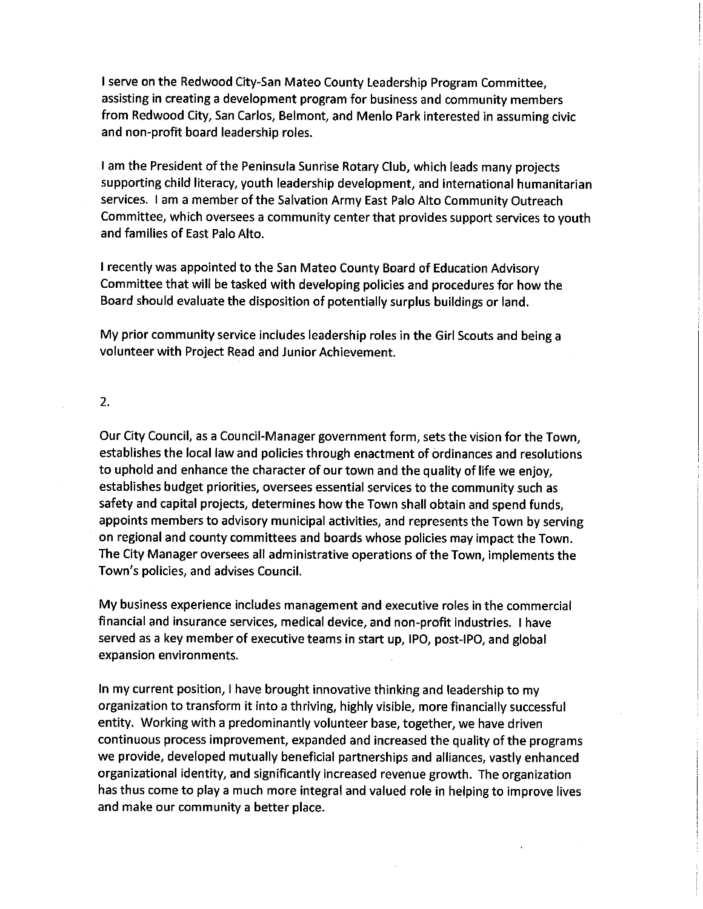I serve on the Redwood City-San Mateo County Leadership Program Committee, assisting in creating a development program for business and community members from Redwood City, San Carlos, Belmont, and Menlo Park interested in assuming civic and non-profit board leadership roles.

I am the President of the Peninsula Sunrise Rotary Club, which leads many projects supporting child literacy, youth leadership development, and international humanitarian services. I am a member of the Salvation Army East Palo Alto Community Outreach Committee, which oversees a community center that provides support services to youth and families of East Palo Alto.

I recently was appointed to the San Mateo County Board of Education Advisory Committee that will be tasked with developing policies and procedures for how the Board should evaluate the disposition of potentially surplus buildings or land.

My prior community service includes leadership roles in the Girl Scouts and being a volunteer with Project Read and Junior Achievement.

2.

Our City Council, as a Council-Manager government form, sets the vision for the Town, establishes the local law and policies through enactment of ordinances and resolutions to uphold and enhance the character of our town and the quality of life we enjoy, establishes budget priorities, oversees essential services to the community such as safety and capital projects, determines how the Town shall obtain and spend funds, appoints members to advisory municipal activities, and represents the Town by serving on regional and county committees and boards whose policies may impact the Town. The City Manager oversees all administrative operations of the Town, implements the Town's policies, and advises Council.

My business experience includes management and executive roles in the commercial financial and insurance services, medical device, and non-profit industries. I have served as a key member of executive teams in start up, IPO, post-IPO, and global expansion environments.

In my current position, I have brought innovative thinking and leadership to my organization to transform it into a thriving, highly visible, more financially successful entity. Working with a predominantly volunteer base, together, we have driven continuous process improvement, expanded and increased the quality of the programs we provide, developed mutually beneficial partnerships and alliances, vastly enhanced organizational identity, and significantly increased revenue growth. The organization has thus come to play a much more integral and valued role in helping to improve lives and make our community a better place.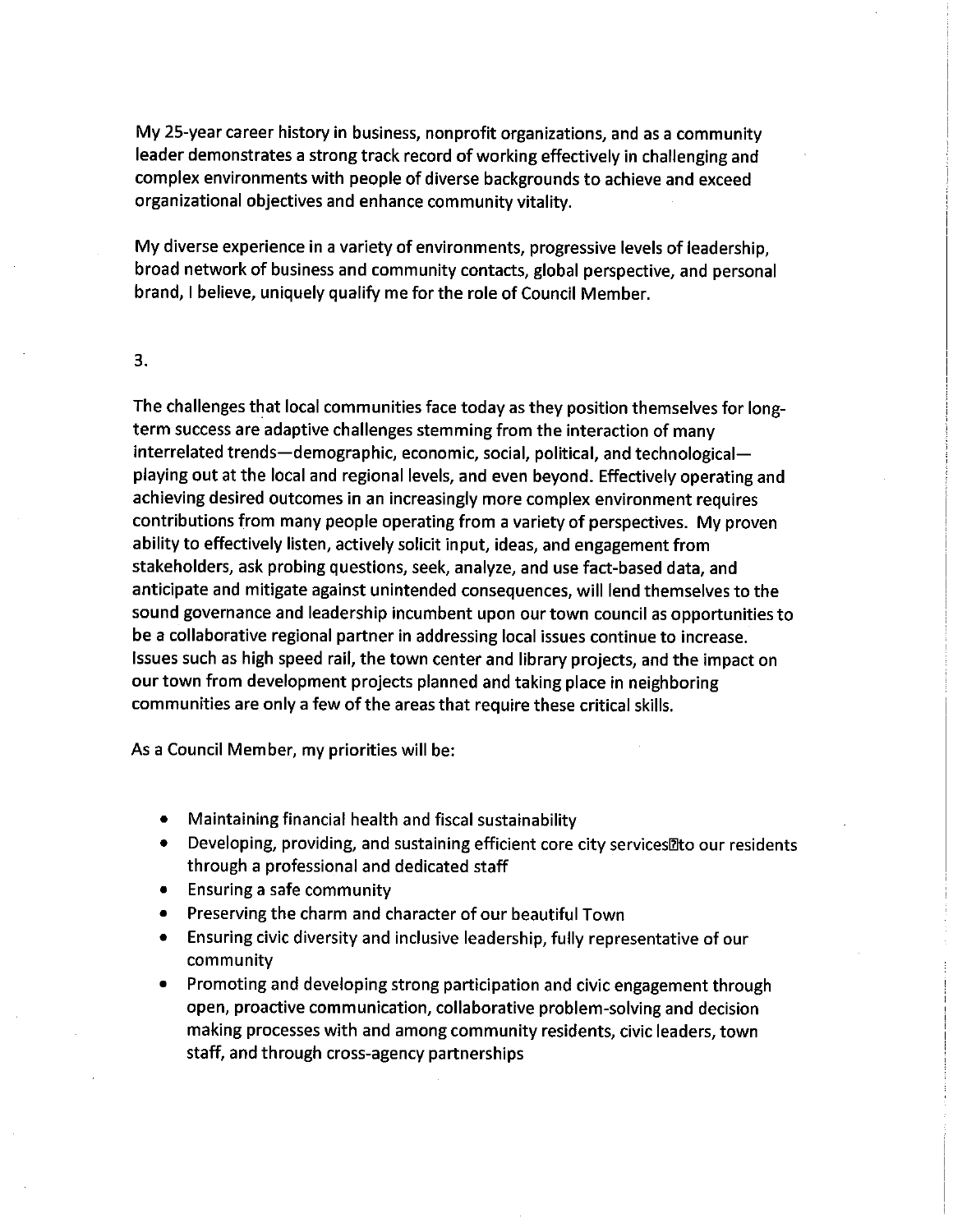My 25-year career history in business, nonprofit organizations, and as a community leader demonstrates a strong track record of working effectively in challenging and complex environments with people of diverse backgrounds to achieve and exceed organizational objectives and enhance community vitality.

My diverse experience in a variety of environments, progressive levels of leadership, broad network of business and community contacts, global perspective, and personal brand, I believe, uniquely qualify me for the role of Council Member.

3.

The challenges that local communities face today as they position themselves for long-term success are adaptive challenges stemming from the interaction of many interrelated trends—demographic, economic, social, political, and technological—playing out at the local and regional levels, and even beyond. Effectively operating and achieving desired outcomes in an increasingly more complex environment requires contributions from many people operating from a variety of perspectives. My proven ability to effectively listen, actively solicit input, ideas, and engagement from stakeholders, ask probing questions, seek, analyze, and use fact-based data, and anticipate and mitigate against unintended consequences, will lend themselves to the sound governance and leadership incumbent upon our town council as opportunities to be a collaborative regional partner in addressing local issues continue to increase. Issues such as high speed rail, the town center and library projects, and the impact on our town from development projects planned and taking place in neighboring communities are only a few of the areas that require these critical skills.

As a Council Member, my priorities will be:

- Maintaining financial health and fiscal sustainability
- Developing, providing, and sustaining efficient core city services to our residents through a professional and dedicated staff
- Ensuring a safe community
- Preserving the charm and character of our beautiful Town
- Ensuring civic diversity and inclusive leadership, fully representative of our community
- Promoting and developing strong participation and civic engagement through open, proactive communication, collaborative problem-solving and decision making processes with and among community residents, civic leaders, town staff, and through cross-agency partnerships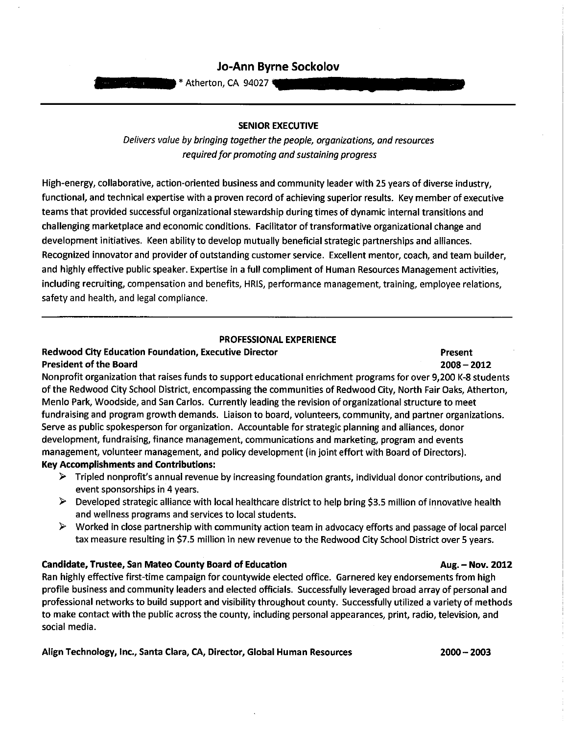# Jo-Ann Byrne Sockolov

* Atherton, CA 94027

---

**SENIOR EXECUTIVE**

*Delivers value by bringing together the people, organizations, and resources required for promoting and sustaining progress*

High-energy, collaborative, action-oriented business and community leader with 25 years of diverse industry, functional, and technical expertise with a proven record of achieving superior results. Key member of executive teams that provided successful organizational stewardship during times of dynamic internal transitions and challenging marketplace and economic conditions. Facilitator of transformative organizational change and development initiatives. Keen ability to develop mutually beneficial strategic partnerships and alliances. Recognized innovator and provider of outstanding customer service. Excellent mentor, coach, and team builder, and highly effective public speaker. Expertise in a full compliment of Human Resources Management activities, including recruiting, compensation and benefits, HRIS, performance management, training, employee relations, safety and health, and legal compliance.

---

**PROFESSIONAL EXPERIENCE**

**Redwood City Education Foundation, Executive Director** — **Present**
**President of the Board** — **2008 – 2012**

Nonprofit organization that raises funds to support educational enrichment programs for over 9,200 K-8 students of the Redwood City School District, encompassing the communities of Redwood City, North Fair Oaks, Atherton, Menlo Park, Woodside, and San Carlos. Currently leading the revision of organizational structure to meet fundraising and program growth demands. Liaison to board, volunteers, community, and partner organizations. Serve as public spokesperson for organization. Accountable for strategic planning and alliances, donor development, fundraising, finance management, communications and marketing, program and events management, volunteer management, and policy development (in joint effort with Board of Directors).

**Key Accomplishments and Contributions:**

- Tripled nonprofit's annual revenue by increasing foundation grants, individual donor contributions, and event sponsorships in 4 years.
- Developed strategic alliance with local healthcare district to help bring $3.5 million of innovative health and wellness programs and services to local students.
- Worked in close partnership with community action team in advocacy efforts and passage of local parcel tax measure resulting in $7.5 million in new revenue to the Redwood City School District over 5 years.

**Candidate, Trustee, San Mateo County Board of Education** — **Aug. – Nov. 2012**

Ran highly effective first-time campaign for countywide elected office. Garnered key endorsements from high profile business and community leaders and elected officials. Successfully leveraged broad array of personal and professional networks to build support and visibility throughout county. Successfully utilized a variety of methods to make contact with the public across the county, including personal appearances, print, radio, television, and social media.

**Align Technology, Inc., Santa Clara, CA, Director, Global Human Resources** — **2000 – 2003**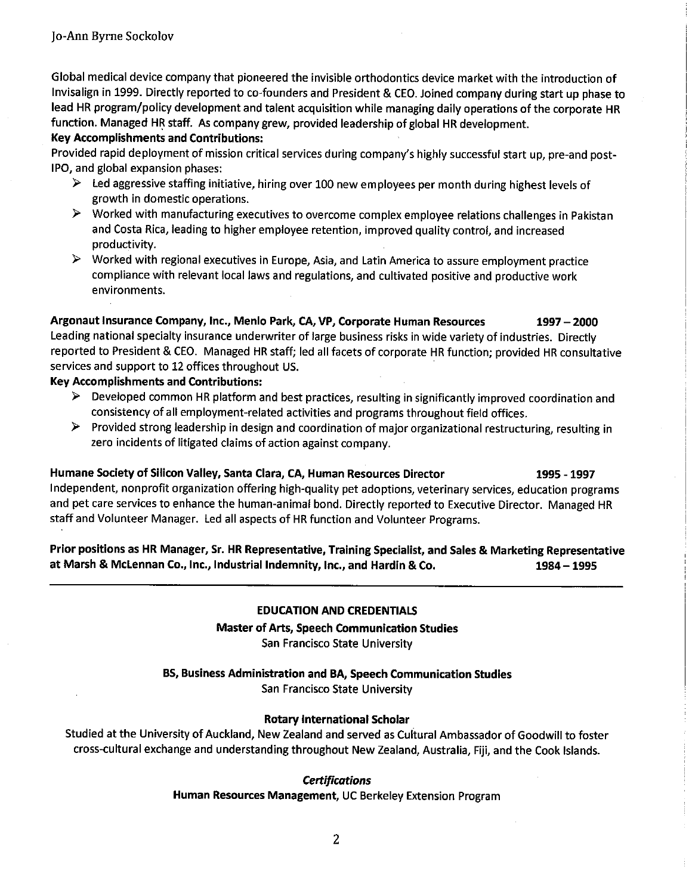Global medical device company that pioneered the invisible orthodontics device market with the introduction of Invisalign in 1999. Directly reported to co-founders and President & CEO. Joined company during start up phase to lead HR program/policy development and talent acquisition while managing daily operations of the corporate HR function. Managed HR staff. As company grew, provided leadership of global HR development.

**Key Accomplishments and Contributions:**

Provided rapid deployment of mission critical services during company's highly successful start up, pre-and post-IPO, and global expansion phases:

- Led aggressive staffing initiative, hiring over 100 new employees per month during highest levels of growth in domestic operations.
- Worked with manufacturing executives to overcome complex employee relations challenges in Pakistan and Costa Rica, leading to higher employee retention, improved quality control, and increased productivity.
- Worked with regional executives in Europe, Asia, and Latin America to assure employment practice compliance with relevant local laws and regulations, and cultivated positive and productive work environments.

**Argonaut Insurance Company, Inc., Menlo Park, CA, VP, Corporate Human Resources — 1997 – 2000**

Leading national specialty insurance underwriter of large business risks in wide variety of industries. Directly reported to President & CEO. Managed HR staff; led all facets of corporate HR function; provided HR consultative services and support to 12 offices throughout US.

**Key Accomplishments and Contributions:**

- Developed common HR platform and best practices, resulting in significantly improved coordination and consistency of all employment-related activities and programs throughout field offices.
- Provided strong leadership in design and coordination of major organizational restructuring, resulting in zero incidents of litigated claims of action against company.

**Humane Society of Silicon Valley, Santa Clara, CA, Human Resources Director — 1995 - 1997**

Independent, nonprofit organization offering high-quality pet adoptions, veterinary services, education programs and pet care services to enhance the human-animal bond. Directly reported to Executive Director. Managed HR staff and Volunteer Manager. Led all aspects of HR function and Volunteer Programs.

**Prior positions as HR Manager, Sr. HR Representative, Training Specialist, and Sales & Marketing Representative at Marsh & McLennan Co., Inc., Industrial Indemnity, Inc., and Hardin & Co. — 1984 – 1995**

---

## EDUCATION AND CREDENTIALS

**Master of Arts, Speech Communication Studies**
San Francisco State University

**BS, Business Administration and BA, Speech Communication Studies**
San Francisco State University

**Rotary International Scholar**
Studied at the University of Auckland, New Zealand and served as Cultural Ambassador of Goodwill to foster cross-cultural exchange and understanding throughout New Zealand, Australia, Fiji, and the Cook Islands.

***Certifications***
**Human Resources Management**, UC Berkeley Extension Program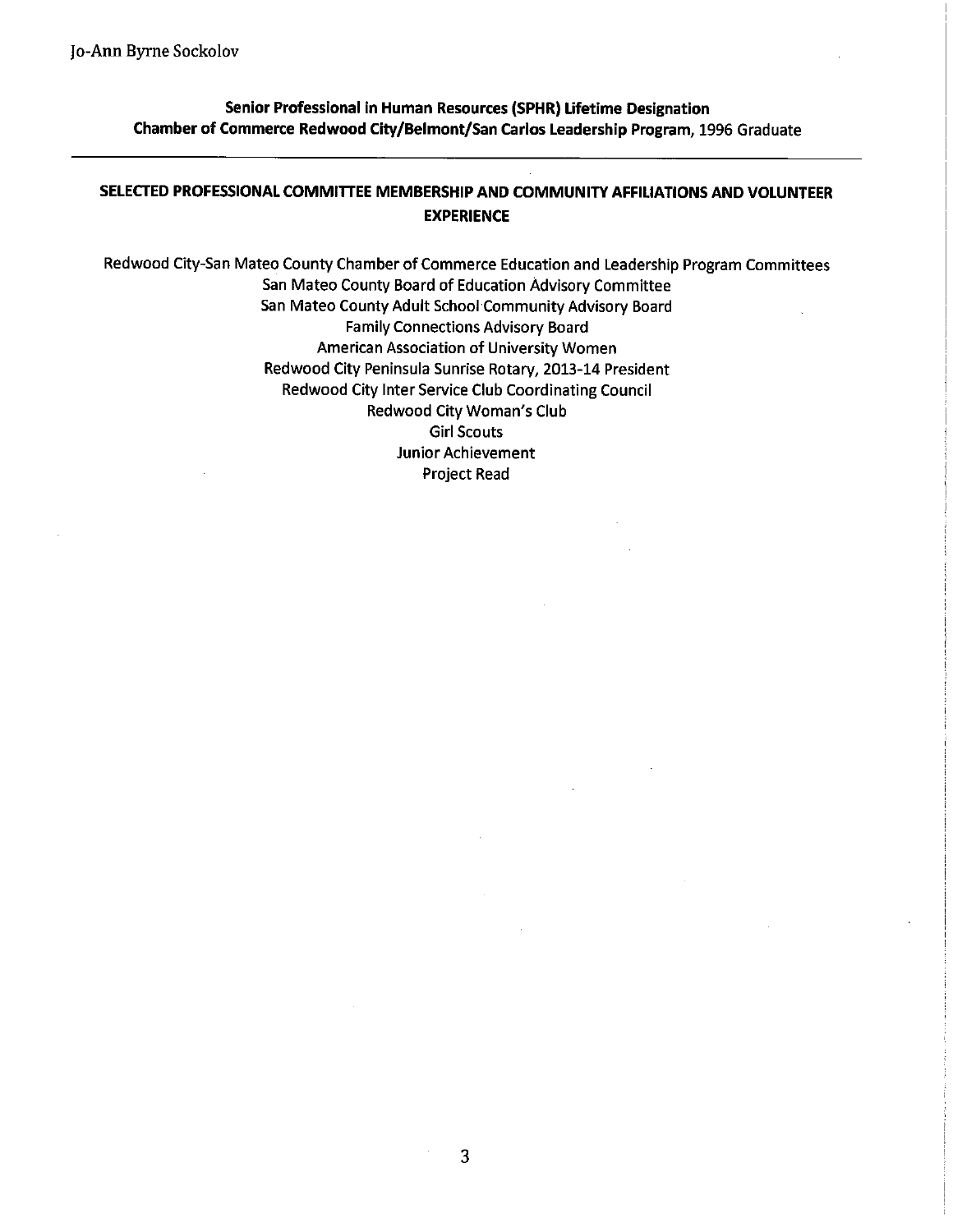**Senior Professional in Human Resources (SPHR) Lifetime Designation**
**Chamber of Commerce Redwood City/Belmont/San Carlos Leadership Program,** 1996 Graduate

---

## SELECTED PROFESSIONAL COMMITTEE MEMBERSHIP AND COMMUNITY AFFILIATIONS AND VOLUNTEER EXPERIENCE

Redwood City-San Mateo County Chamber of Commerce Education and Leadership Program Committees
San Mateo County Board of Education Advisory Committee
San Mateo County Adult School Community Advisory Board
Family Connections Advisory Board
American Association of University Women
Redwood City Peninsula Sunrise Rotary, 2013-14 President
Redwood City Inter Service Club Coordinating Council
Redwood City Woman's Club
Girl Scouts
Junior Achievement
Project Read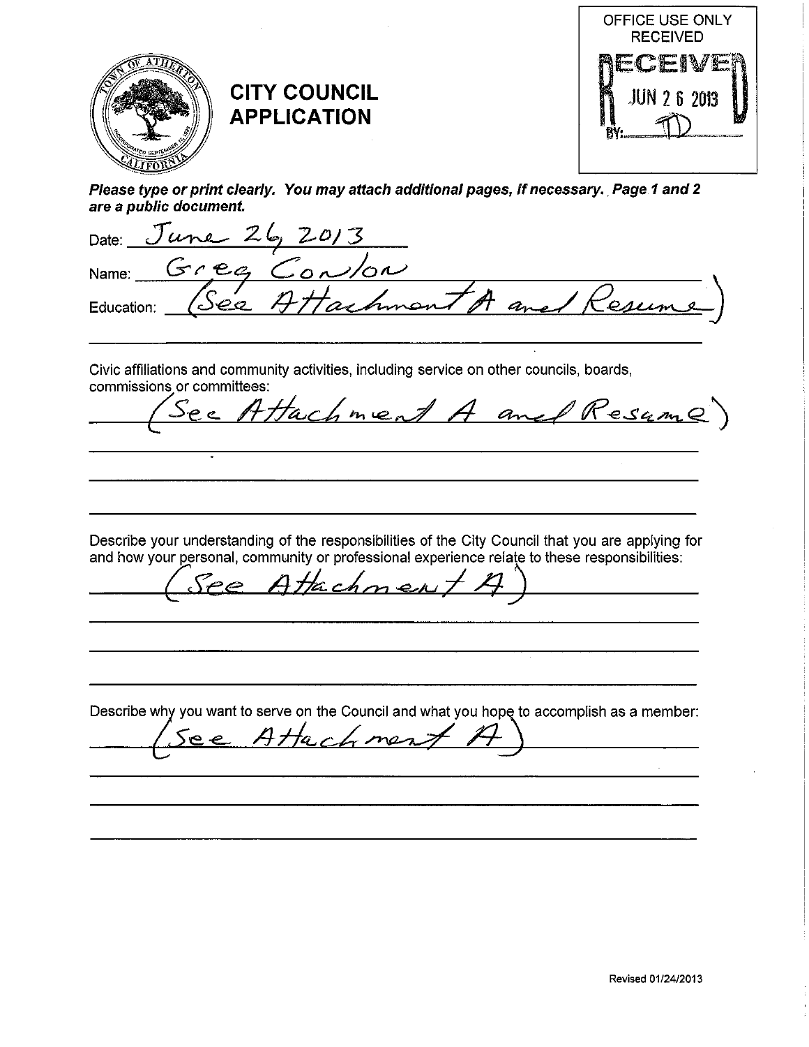OFFICE USE ONLY
RECEIVED

RECEIVED
JUN 26 2013
BY: TD

# CITY COUNCIL APPLICATION

***Please type or print clearly. You may attach additional pages, if necessary. Page 1 and 2 are a public document.***

Date: June 26, 2013

Name: Greg Conlon

Education: (See Attachment A and Resume)

Civic affiliations and community activities, including service on other councils, boards, commissions or committees:

(See Attachment A and Resume)

Describe your understanding of the responsibilities of the City Council that you are applying for and how your personal, community or professional experience relate to these responsibilities:

(See Attachment A)

Describe why you want to serve on the Council and what you hope to accomplish as a member:

(See Attachment A)

Revised 01/24/2013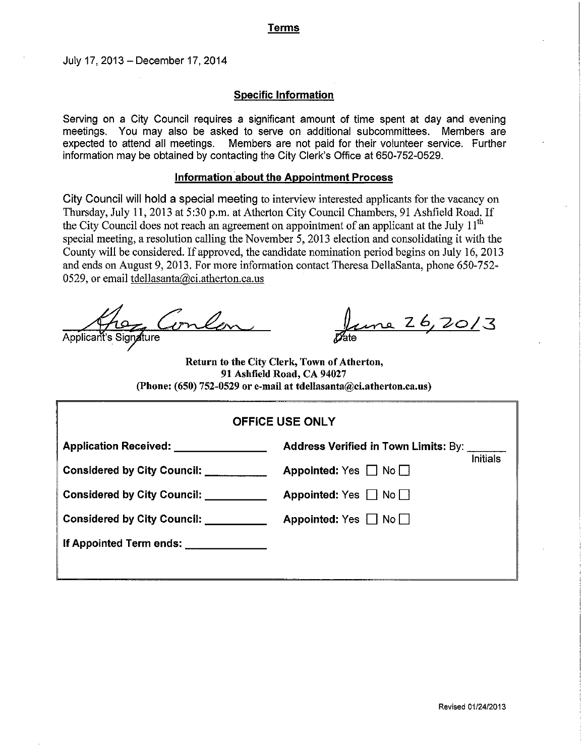## Terms

July 17, 2013 – December 17, 2014

### Specific Information

Serving on a City Council requires a significant amount of time spent at day and evening meetings. You may also be asked to serve on additional subcommittees. Members are expected to attend all meetings. Members are not paid for their volunteer service. Further information may be obtained by contacting the City Clerk's Office at 650-752-0529.

### Information about the Appointment Process

City Council will hold a special meeting to interview interested applicants for the vacancy on Thursday, July 11, 2013 at 5:30 p.m. at Atherton City Council Chambers, 91 Ashfield Road. If the City Council does not reach an agreement on appointment of an applicant at the July 11th special meeting, a resolution calling the November 5, 2013 election and consolidating it with the County will be considered. If approved, the candidate nomination period begins on July 16, 2013 and ends on August 9, 2013. For more information contact Theresa DellaSanta, phone 650-752-0529, or email tdellasanta@ci.atherton.ca.us

Greg Conlon
Applicant's Signature

June 26, 2013
Date

**Return to the City Clerk, Town of Atherton,**
**91 Ashfield Road, CA 94027**
**(Phone: (650) 752-0529 or e-mail at tdellasanta@ci.atherton.ca.us)**

**OFFICE USE ONLY**

| | |
|---|---|
| **Application Received:** ________ | **Address Verified in Town Limits:** By: ______ Initials |
| **Considered by City Council:** ________ | **Appointed:** Yes ☐ No ☐ |
| **Considered by City Council:** ________ | **Appointed:** Yes ☐ No ☐ |
| **Considered by City Council:** ________ | **Appointed:** Yes ☐ No ☐ |
| **If Appointed Term ends:** ________ | |

Revised 01/24/2013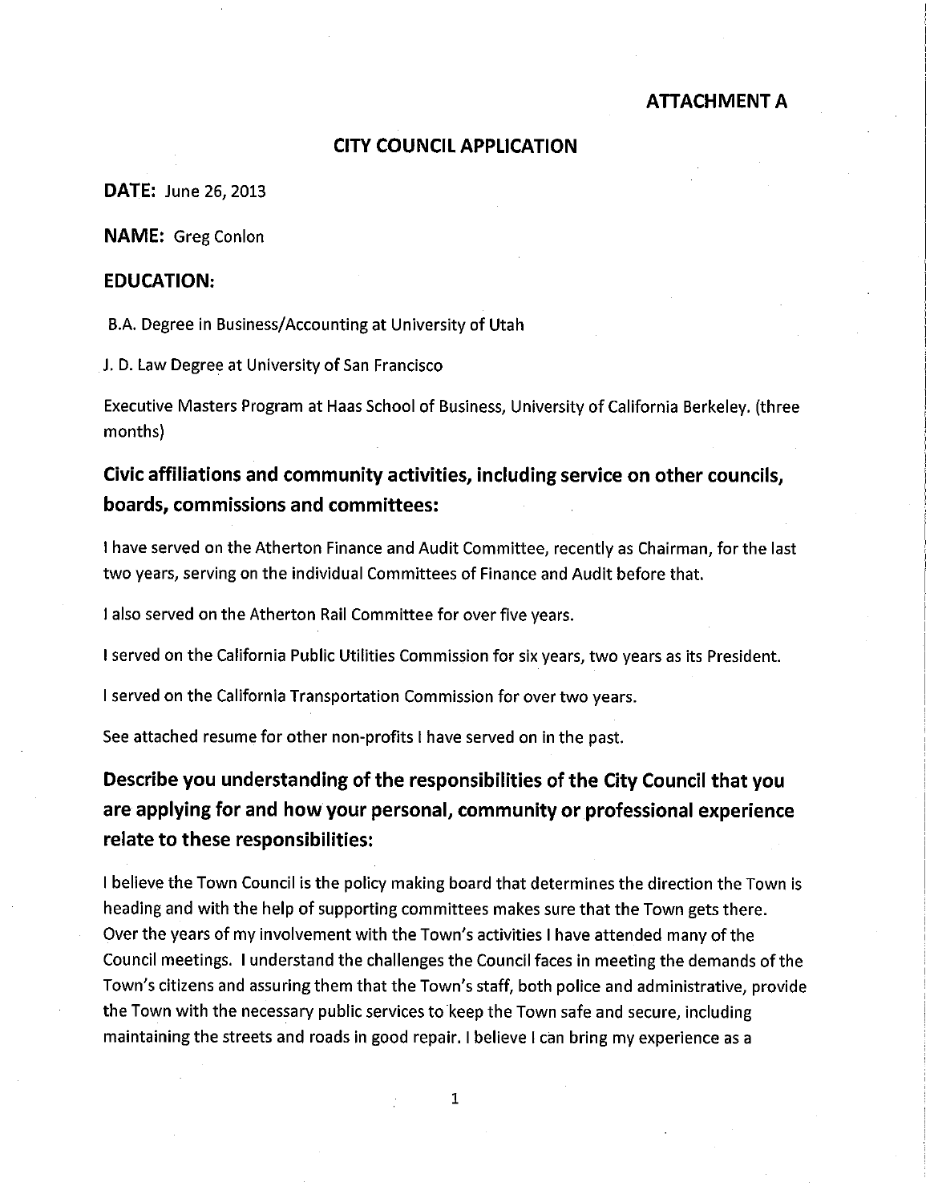## ATTACHMENT A

## CITY COUNCIL APPLICATION

**DATE:** June 26, 2013

**NAME:** Greg Conlon

**EDUCATION:**

B.A. Degree in Business/Accounting at University of Utah

J. D. Law Degree at University of San Francisco

Executive Masters Program at Haas School of Business, University of California Berkeley. (three months)

### Civic affiliations and community activities, including service on other councils, boards, commissions and committees:

I have served on the Atherton Finance and Audit Committee, recently as Chairman, for the last two years, serving on the individual Committees of Finance and Audit before that.

I also served on the Atherton Rail Committee for over five years.

I served on the California Public Utilities Commission for six years, two years as its President.

I served on the California Transportation Commission for over two years.

See attached resume for other non-profits I have served on in the past.

### Describe you understanding of the responsibilities of the City Council that you are applying for and how your personal, community or professional experience relate to these responsibilities:

I believe the Town Council is the policy making board that determines the direction the Town is heading and with the help of supporting committees makes sure that the Town gets there. Over the years of my involvement with the Town's activities I have attended many of the Council meetings. I understand the challenges the Council faces in meeting the demands of the Town's citizens and assuring them that the Town's staff, both police and administrative, provide the Town with the necessary public services to keep the Town safe and secure, including maintaining the streets and roads in good repair. I believe I can bring my experience as a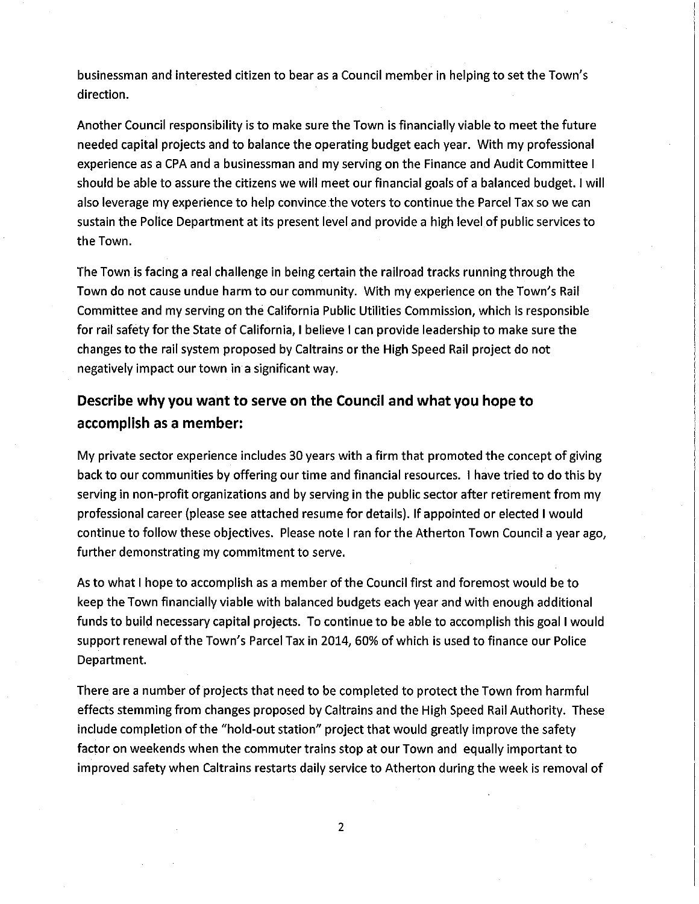businessman and interested citizen to bear as a Council member in helping to set the Town's direction.

Another Council responsibility is to make sure the Town is financially viable to meet the future needed capital projects and to balance the operating budget each year. With my professional experience as a CPA and a businessman and my serving on the Finance and Audit Committee I should be able to assure the citizens we will meet our financial goals of a balanced budget. I will also leverage my experience to help convince the voters to continue the Parcel Tax so we can sustain the Police Department at its present level and provide a high level of public services to the Town.

The Town is facing a real challenge in being certain the railroad tracks running through the Town do not cause undue harm to our community. With my experience on the Town's Rail Committee and my serving on the California Public Utilities Commission, which is responsible for rail safety for the State of California, I believe I can provide leadership to make sure the changes to the rail system proposed by Caltrains or the High Speed Rail project do not negatively impact our town in a significant way.

## Describe why you want to serve on the Council and what you hope to accomplish as a member:

My private sector experience includes 30 years with a firm that promoted the concept of giving back to our communities by offering our time and financial resources. I have tried to do this by serving in non-profit organizations and by serving in the public sector after retirement from my professional career (please see attached resume for details). If appointed or elected I would continue to follow these objectives. Please note I ran for the Atherton Town Council a year ago, further demonstrating my commitment to serve.

As to what I hope to accomplish as a member of the Council first and foremost would be to keep the Town financially viable with balanced budgets each year and with enough additional funds to build necessary capital projects. To continue to be able to accomplish this goal I would support renewal of the Town's Parcel Tax in 2014, 60% of which is used to finance our Police Department.

There are a number of projects that need to be completed to protect the Town from harmful effects stemming from changes proposed by Caltrains and the High Speed Rail Authority. These include completion of the "hold-out station" project that would greatly improve the safety factor on weekends when the commuter trains stop at our Town and equally important to improved safety when Caltrains restarts daily service to Atherton during the week is removal of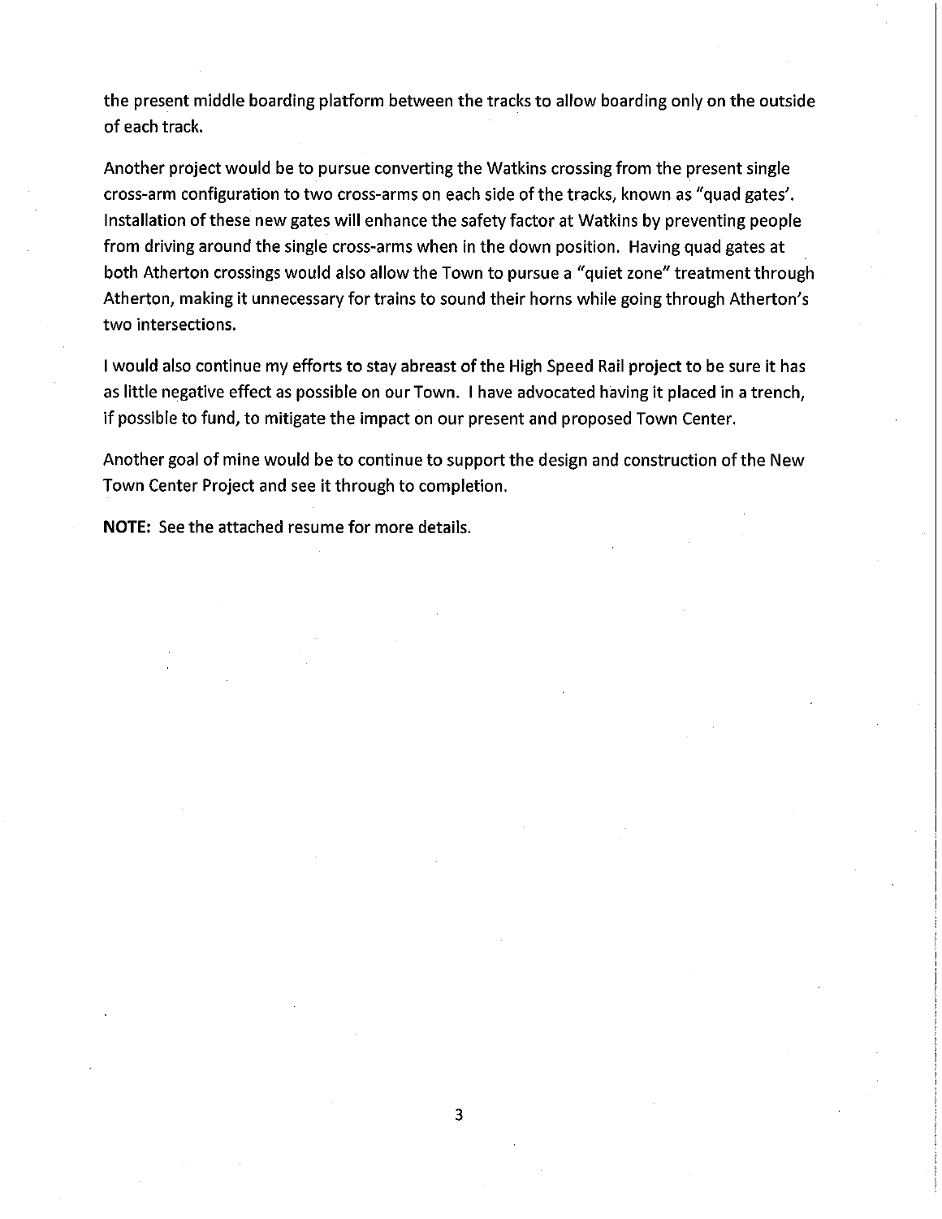the present middle boarding platform between the tracks to allow boarding only on the outside of each track.

Another project would be to pursue converting the Watkins crossing from the present single cross-arm configuration to two cross-arms on each side of the tracks, known as "quad gates'. Installation of these new gates will enhance the safety factor at Watkins by preventing people from driving around the single cross-arms when in the down position. Having quad gates at both Atherton crossings would also allow the Town to pursue a "quiet zone" treatment through Atherton, making it unnecessary for trains to sound their horns while going through Atherton's two intersections.

I would also continue my efforts to stay abreast of the High Speed Rail project to be sure it has as little negative effect as possible on our Town. I have advocated having it placed in a trench, if possible to fund, to mitigate the impact on our present and proposed Town Center.

Another goal of mine would be to continue to support the design and construction of the New Town Center Project and see it through to completion.

**NOTE:** See the attached resume for more details.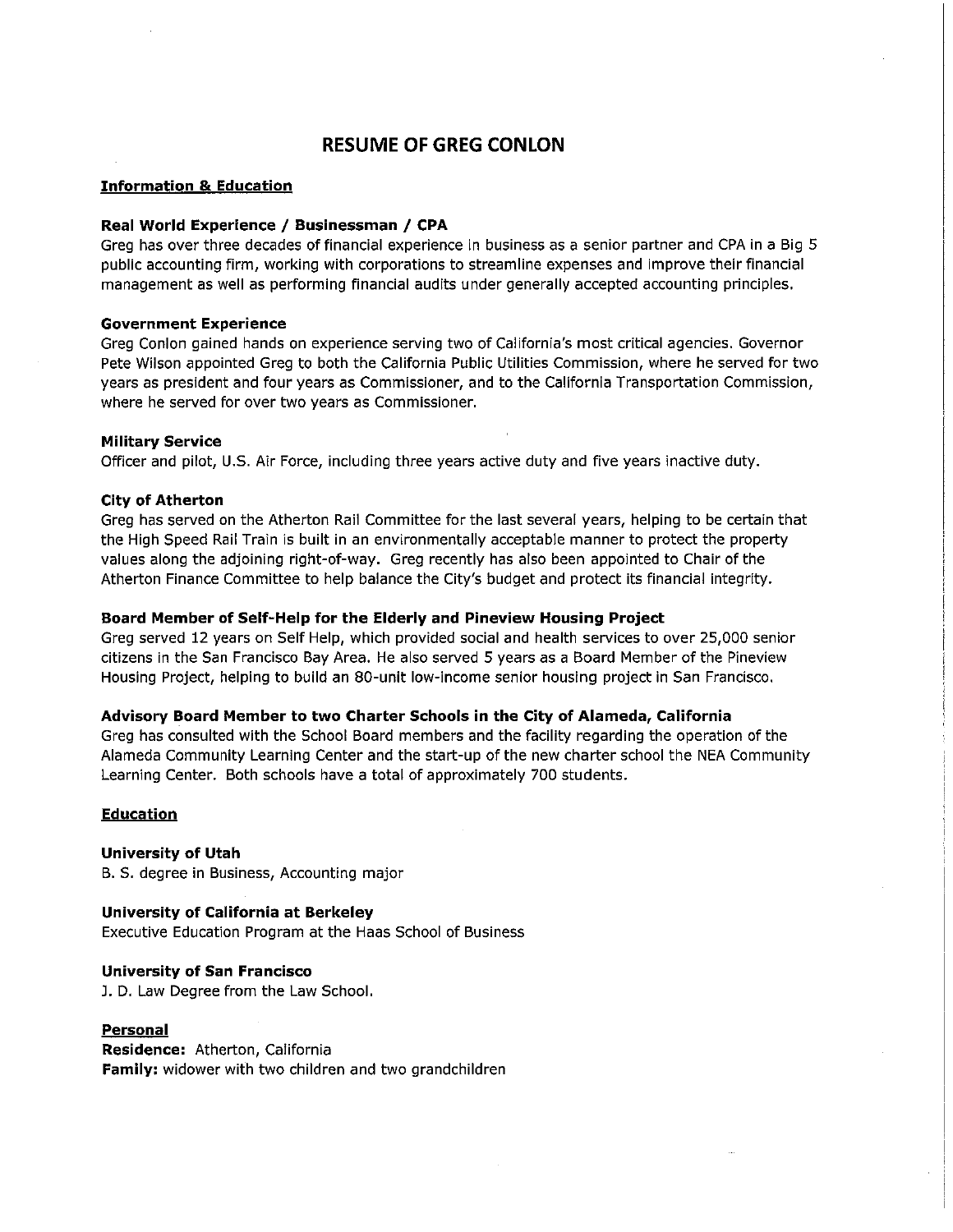# RESUME OF GREG CONLON

## Information & Education

**Real World Experience / Businessman / CPA**
Greg has over three decades of financial experience in business as a senior partner and CPA in a Big 5 public accounting firm, working with corporations to streamline expenses and improve their financial management as well as performing financial audits under generally accepted accounting principles.

**Government Experience**
Greg Conlon gained hands on experience serving two of California's most critical agencies. Governor Pete Wilson appointed Greg to both the California Public Utilities Commission, where he served for two years as president and four years as Commissioner, and to the California Transportation Commission, where he served for over two years as Commissioner.

**Military Service**
Officer and pilot, U.S. Air Force, including three years active duty and five years inactive duty.

**City of Atherton**
Greg has served on the Atherton Rail Committee for the last several years, helping to be certain that the High Speed Rail Train is built in an environmentally acceptable manner to protect the property values along the adjoining right-of-way. Greg recently has also been appointed to Chair of the Atherton Finance Committee to help balance the City's budget and protect its financial integrity.

**Board Member of Self-Help for the Elderly and Pineview Housing Project**
Greg served 12 years on Self Help, which provided social and health services to over 25,000 senior citizens in the San Francisco Bay Area. He also served 5 years as a Board Member of the Pineview Housing Project, helping to build an 80-unit low-income senior housing project in San Francisco.

**Advisory Board Member to two Charter Schools in the City of Alameda, California**
Greg has consulted with the School Board members and the facility regarding the operation of the Alameda Community Learning Center and the start-up of the new charter school the NEA Community Learning Center. Both schools have a total of approximately 700 students.

## Education

**University of Utah**
B. S. degree in Business, Accounting major

**University of California at Berkeley**
Executive Education Program at the Haas School of Business

**University of San Francisco**
J. D. Law Degree from the Law School.

## Personal

**Residence:** Atherton, California
**Family:** widower with two children and two grandchildren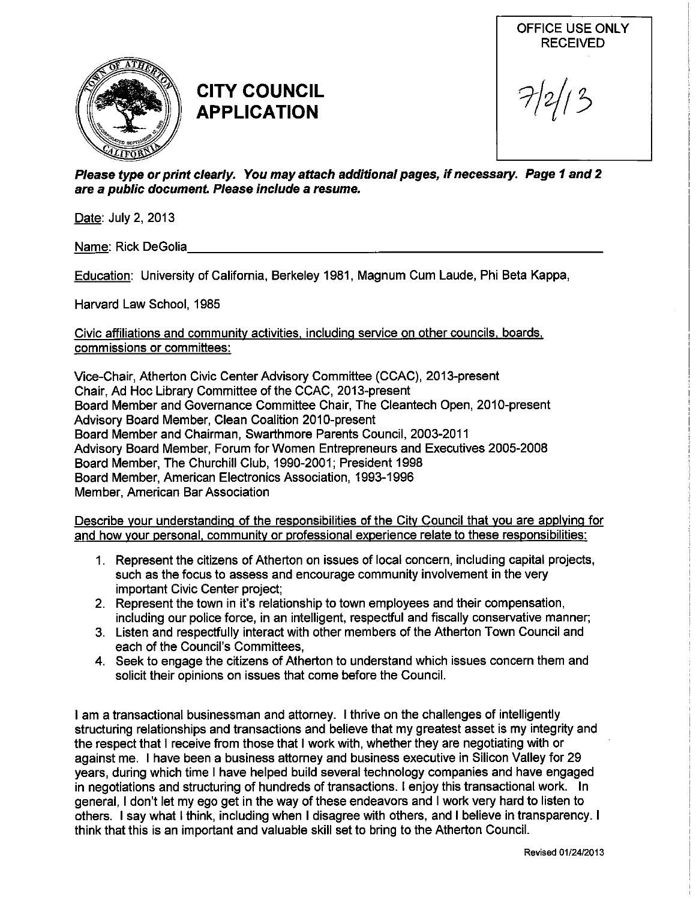OFFICE USE ONLY
RECEIVED

7/2/13

# CITY COUNCIL APPLICATION

***Please type or print clearly. You may attach additional pages, if necessary. Page 1 and 2 are a public document. Please include a resume.***

Date: July 2, 2013

Name: Rick DeGolia

Education: University of California, Berkeley 1981, Magnum Cum Laude, Phi Beta Kappa,

Harvard Law School, 1985

Civic affiliations and community activities, including service on other councils, boards, commissions or committees:

Vice-Chair, Atherton Civic Center Advisory Committee (CCAC), 2013-present
Chair, Ad Hoc Library Committee of the CCAC, 2013-present
Board Member and Governance Committee Chair, The Cleantech Open, 2010-present
Advisory Board Member, Clean Coalition 2010-present
Board Member and Chairman, Swarthmore Parents Council, 2003-2011
Advisory Board Member, Forum for Women Entrepreneurs and Executives 2005-2008
Board Member, The Churchill Club, 1990-2001; President 1998
Board Member, American Electronics Association, 1993-1996
Member, American Bar Association

Describe your understanding of the responsibilities of the City Council that you are applying for and how your personal, community or professional experience relate to these responsibilities:

1. Represent the citizens of Atherton on issues of local concern, including capital projects, such as the focus to assess and encourage community involvement in the very important Civic Center project;
2. Represent the town in it's relationship to town employees and their compensation, including our police force, in an intelligent, respectful and fiscally conservative manner;
3. Listen and respectfully interact with other members of the Atherton Town Council and each of the Council's Committees,
4. Seek to engage the citizens of Atherton to understand which issues concern them and solicit their opinions on issues that come before the Council.

I am a transactional businessman and attorney. I thrive on the challenges of intelligently structuring relationships and transactions and believe that my greatest asset is my integrity and the respect that I receive from those that I work with, whether they are negotiating with or against me. I have been a business attorney and business executive in Silicon Valley for 29 years, during which time I have helped build several technology companies and have engaged in negotiations and structuring of hundreds of transactions. I enjoy this transactional work. In general, I don't let my ego get in the way of these endeavors and I work very hard to listen to others. I say what I think, including when I disagree with others, and I believe in transparency. I think that this is an important and valuable skill set to bring to the Atherton Council.

Revised 01/24/2013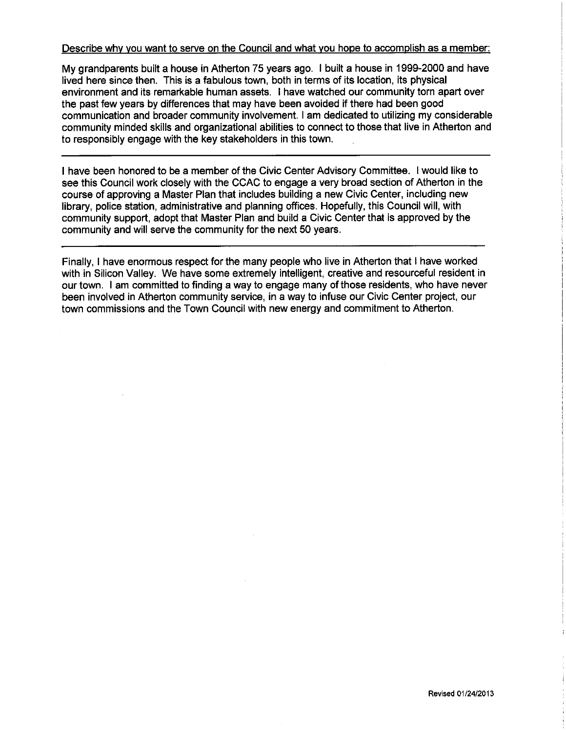Describe why you want to serve on the Council and what you hope to accomplish as a member:

My grandparents built a house in Atherton 75 years ago. I built a house in 1999-2000 and have lived here since then. This is a fabulous town, both in terms of its location, its physical environment and its remarkable human assets. I have watched our community torn apart over the past few years by differences that may have been avoided if there had been good communication and broader community involvement. I am dedicated to utilizing my considerable community minded skills and organizational abilities to connect to those that live in Atherton and to responsibly engage with the key stakeholders in this town.

---

I have been honored to be a member of the Civic Center Advisory Committee. I would like to see this Council work closely with the CCAC to engage a very broad section of Atherton in the course of approving a Master Plan that includes building a new Civic Center, including new library, police station, administrative and planning offices. Hopefully, this Council will, with community support, adopt that Master Plan and build a Civic Center that is approved by the community and will serve the community for the next 50 years.

---

Finally, I have enormous respect for the many people who live in Atherton that I have worked with in Silicon Valley. We have some extremely intelligent, creative and resourceful resident in our town. I am committed to finding a way to engage many of those residents, who have never been involved in Atherton community service, in a way to infuse our Civic Center project, our town commissions and the Town Council with new energy and commitment to Atherton.

Revised 01/24/2013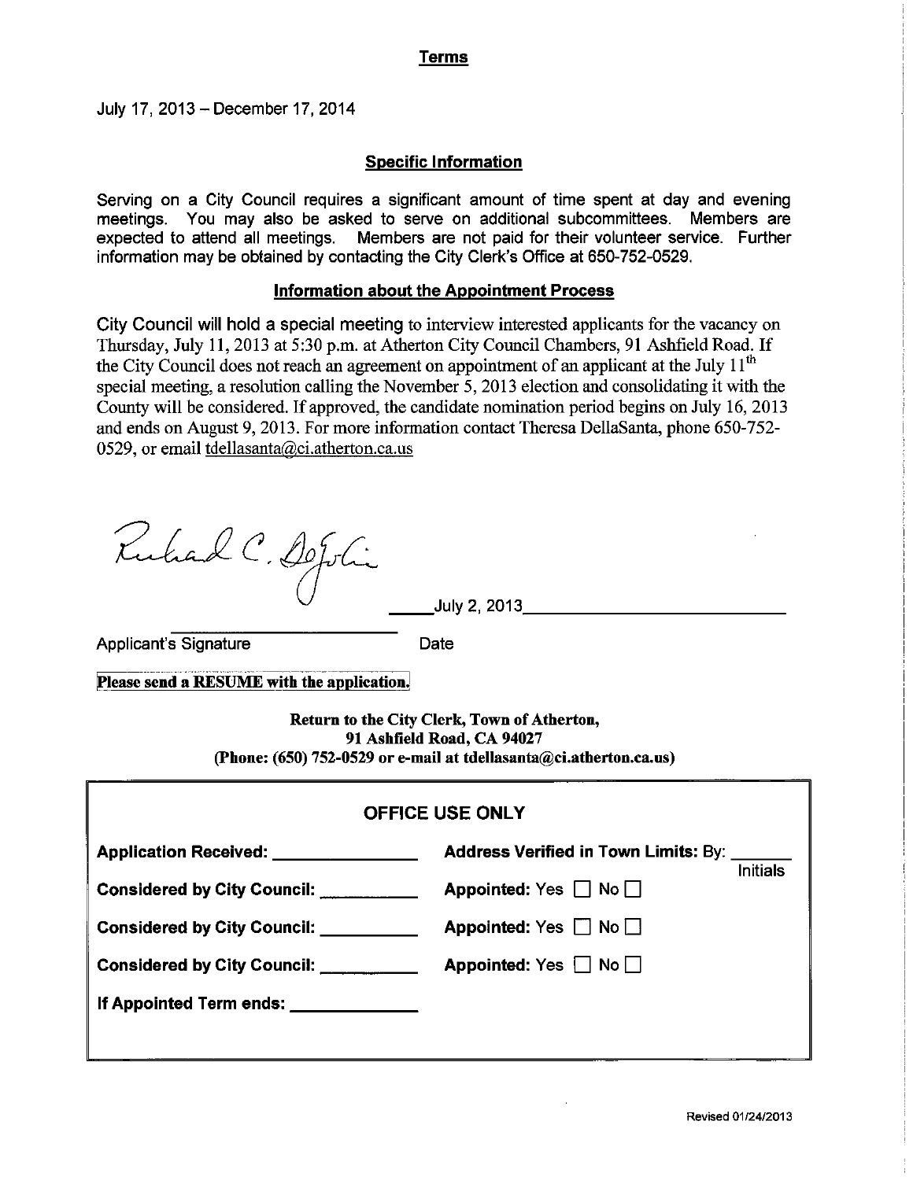## Terms

July 17, 2013 – December 17, 2014

## Specific Information

Serving on a City Council requires a significant amount of time spent at day and evening meetings. You may also be asked to serve on additional subcommittees. Members are expected to attend all meetings. Members are not paid for their volunteer service. Further information may be obtained by contacting the City Clerk's Office at 650-752-0529.

## Information about the Appointment Process

City Council will hold a special meeting to interview interested applicants for the vacancy on Thursday, July 11, 2013 at 5:30 p.m. at Atherton City Council Chambers, 91 Ashfield Road. If the City Council does not reach an agreement on appointment of an applicant at the July 11th special meeting, a resolution calling the November 5, 2013 election and consolidating it with the County will be considered. If approved, the candidate nomination period begins on July 16, 2013 and ends on August 9, 2013. For more information contact Theresa DellaSanta, phone 650-752-0529, or email tdellasanta@ci.atherton.ca.us

Richard C. DeJolie

Applicant's Signature

July 2, 2013

Date

**Please send a RESUME with the application.**

**Return to the City Clerk, Town of Atherton,**
**91 Ashfield Road, CA 94027**
**(Phone: (650) 752-0529 or e-mail at tdellasanta@ci.atherton.ca.us)**

### OFFICE USE ONLY

| | |
|---|---|
| **Application Received:** ______ | **Address Verified in Town Limits:** By: ______ Initials |
| **Considered by City Council:** ______ | **Appointed:** Yes ☐ No ☐ |
| **Considered by City Council:** ______ | **Appointed:** Yes ☐ No ☐ |
| **Considered by City Council:** ______ | **Appointed:** Yes ☐ No ☐ |
| **If Appointed Term ends:** ______ | |

Revised 01/24/2013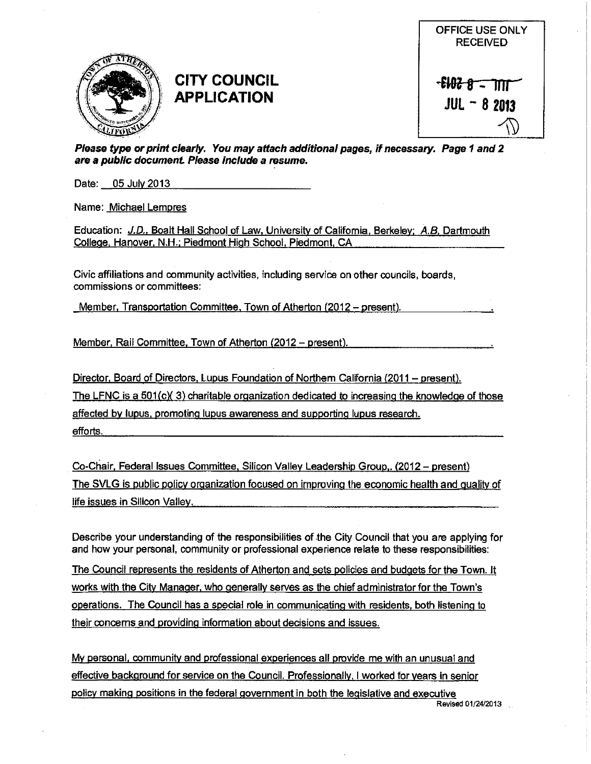# CITY COUNCIL APPLICATION

OFFICE USE ONLY
RECEIVED

JUL - 8 2013

***Please type or print clearly. You may attach additional pages, if necessary. Page 1 and 2 are a public document. Please include a resume.***

Date: 05 July 2013

Name: Michael Lempres

Education: *J.D.*, Boalt Hall School of Law, University of California, Berkeley; *A.B.* Dartmouth College, Hanover, N.H.; Piedmont High School, Piedmont, CA

Civic affiliations and community activities, including service on other councils, boards, commissions or committees:

Member, Transportation Committee, Town of Atherton (2012 – present).

Member, Rail Committee, Town of Atherton (2012 – present).

Director, Board of Directors, Lupus Foundation of Northern California (2011 – present). The LFNC is a 501(c)( 3) charitable organization dedicated to increasing the knowledge of those affected by lupus, promoting lupus awareness and supporting lupus research. efforts.

Co-Chair, Federal Issues Committee, Silicon Valley Leadership Group,. (2012 – present) The SVLG is public policy organization focused on improving the economic health and quality of life issues in Silicon Valley.

Describe your understanding of the responsibilities of the City Council that you are applying for and how your personal, community or professional experience relate to these responsibilities:

The Council represents the residents of Atherton and sets policies and budgets for the Town. It works with the City Manager, who generally serves as the chief administrator for the Town's operations. The Council has a special role in communicating with residents, both listening to their concerns and providing information about decisions and issues.

My personal, community and professional experiences all provide me with an unusual and effective background for service on the Council. Professionally, I worked for years in senior policy making positions in the federal government in both the legislative and executive

Revised 01/24/2013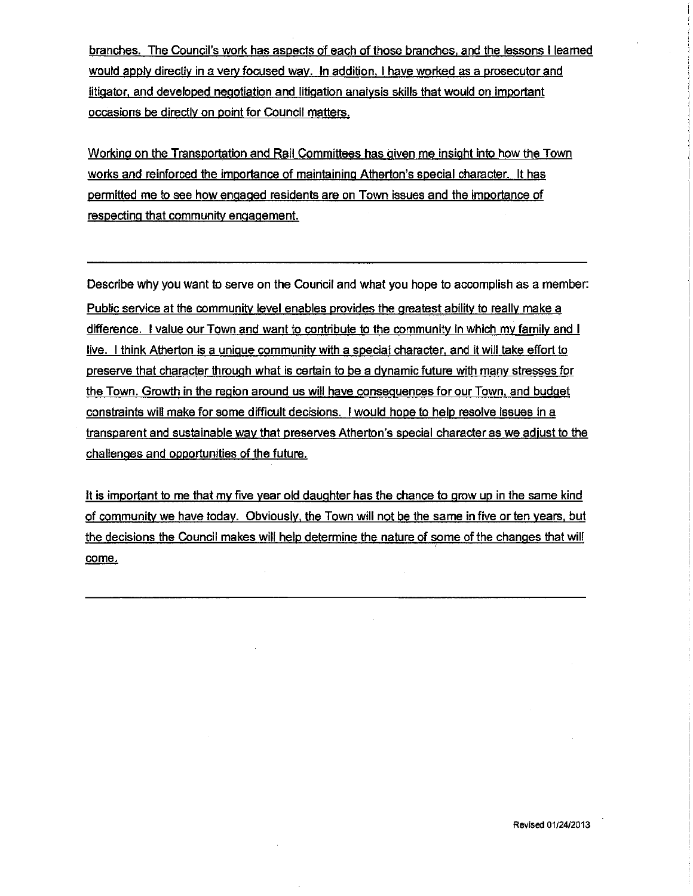branches. The Council's work has aspects of each of those branches, and the lessons I learned would apply directly in a very focused way. In addition, I have worked as a prosecutor and litigator, and developed negotiation and litigation analysis skills that would on important occasions be directly on point for Council matters.

Working on the Transportation and Rail Committees has given me insight into how the Town works and reinforced the importance of maintaining Atherton's special character. It has permitted me to see how engaged residents are on Town issues and the importance of respecting that community engagement.

---

Describe why you want to serve on the Council and what you hope to accomplish as a member:

Public service at the community level enables provides the greatest ability to really make a difference. I value our Town and want to contribute to the community in which my family and I live. I think Atherton is a unique community with a special character, and it will take effort to preserve that character through what is certain to be a dynamic future with many stresses for the Town. Growth in the region around us will have consequences for our Town, and budget constraints will make for some difficult decisions. I would hope to help resolve issues in a transparent and sustainable way that preserves Atherton's special character as we adjust to the challenges and opportunities of the future.

It is important to me that my five year old daughter has the chance to grow up in the same kind of community we have today. Obviously, the Town will not be the same in five or ten years, but the decisions the Council makes will help determine the nature of some of the changes that will come.

---

Revised 01/24/2013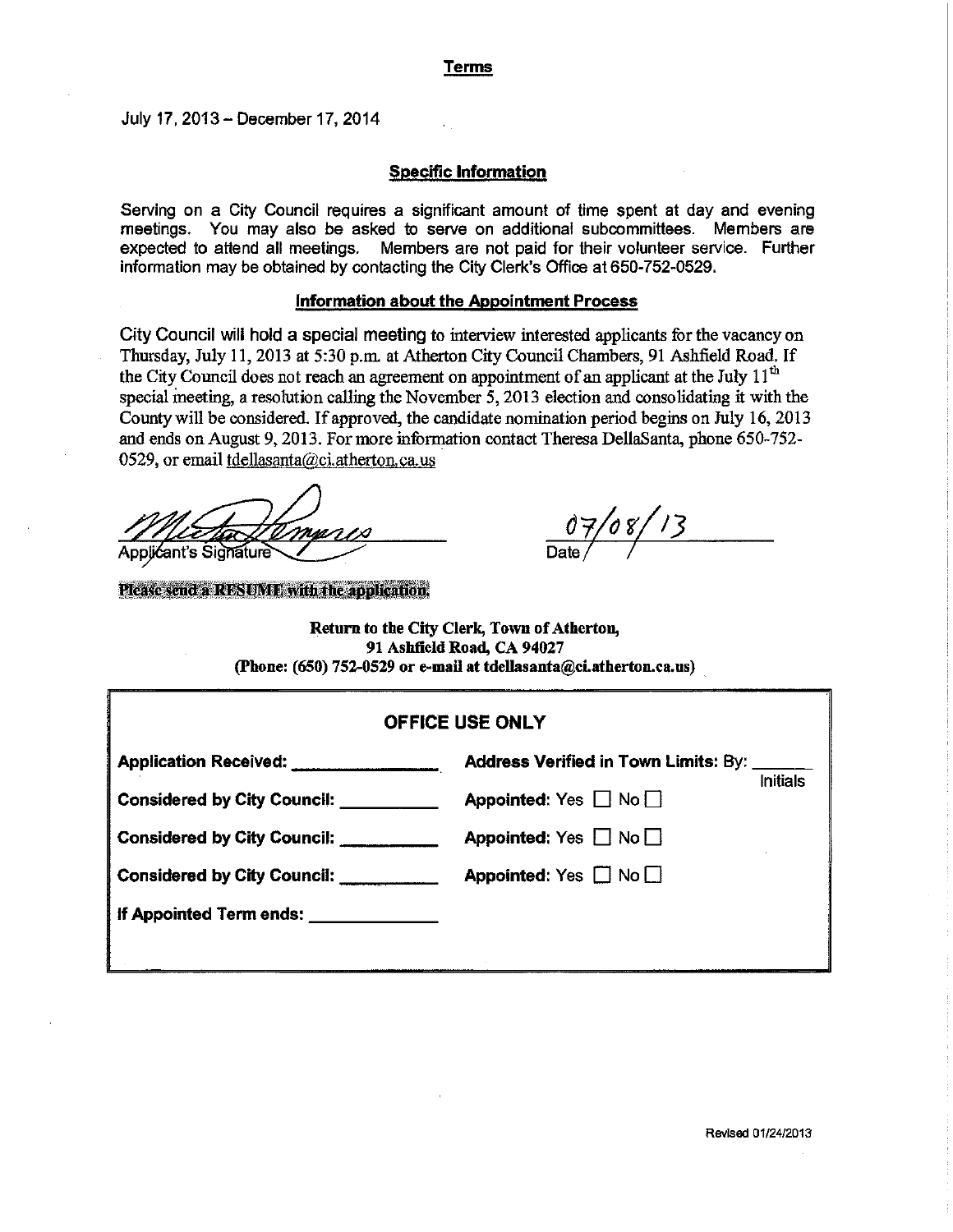## Terms

July 17, 2013 – December 17, 2014

### Specific Information

Serving on a City Council requires a significant amount of time spent at day and evening meetings. You may also be asked to serve on additional subcommittees. Members are expected to attend all meetings. Members are not paid for their volunteer service. Further information may be obtained by contacting the City Clerk's Office at 650-752-0529.

### Information about the Appointment Process

City Council will hold a special meeting to interview interested applicants for the vacancy on Thursday, July 11, 2013 at 5:30 p.m. at Atherton City Council Chambers, 91 Ashfield Road. If the City Council does not reach an agreement on appointment of an applicant at the July 11th special meeting, a resolution calling the November 5, 2013 election and consolidating it with the County will be considered. If approved, the candidate nomination period begins on July 16, 2013 and ends on August 9, 2013. For more information contact Theresa DellaSanta, phone 650-752-0529, or email tdellasanta@ci.atherton.ca.us

[Signature]
Applicant's Signature

07/08/13
Date

**Please send a RESUME with the application.**

**Return to the City Clerk, Town of Atherton,**
**91 Ashfield Road, CA 94027**
**(Phone: (650) 752-0529 or e-mail at tdellasanta@ci.atherton.ca.us)**

| OFFICE USE ONLY | |
|---|---|
| **Application Received:** ________ | **Address Verified in Town Limits: By:** ______ Initials |
| **Considered by City Council:** ________ | **Appointed:** Yes ☐ No ☐ |
| **Considered by City Council:** ________ | **Appointed:** Yes ☐ No ☐ |
| **Considered by City Council:** ________ | **Appointed:** Yes ☐ No ☐ |
| **If Appointed Term ends:** ________ | |

Revised 01/24/2013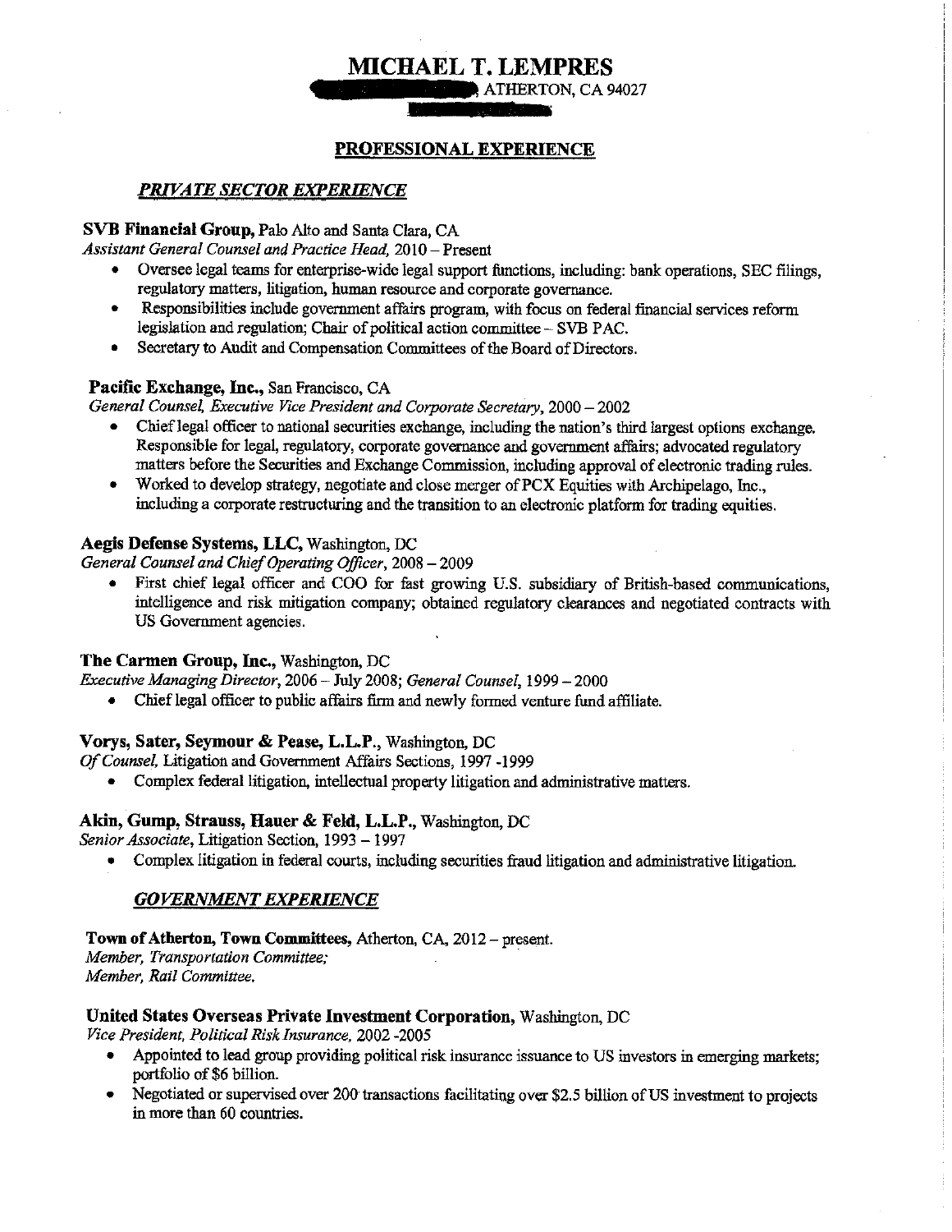# MICHAEL T. LEMPRES

ATHERTON, CA 94027

## PROFESSIONAL EXPERIENCE

### *PRIVATE SECTOR EXPERIENCE*

**SVB Financial Group,** Palo Alto and Santa Clara, CA
*Assistant General Counsel and Practice Head,* 2010 – Present

- Oversee legal teams for enterprise-wide legal support functions, including: bank operations, SEC filings, regulatory matters, litigation, human resource and corporate governance.
- Responsibilities include government affairs program, with focus on federal financial services reform legislation and regulation; Chair of political action committee – SVB PAC.
- Secretary to Audit and Compensation Committees of the Board of Directors.

**Pacific Exchange, Inc.,** San Francisco, CA
*General Counsel, Executive Vice President and Corporate Secretary,* 2000 – 2002

- Chief legal officer to national securities exchange, including the nation's third largest options exchange. Responsible for legal, regulatory, corporate governance and government affairs; advocated regulatory matters before the Securities and Exchange Commission, including approval of electronic trading rules.
- Worked to develop strategy, negotiate and close merger of PCX Equities with Archipelago, Inc., including a corporate restructuring and the transition to an electronic platform for trading equities.

**Aegis Defense Systems, LLC,** Washington, DC
*General Counsel and Chief Operating Officer,* 2008 – 2009

- First chief legal officer and COO for fast growing U.S. subsidiary of British-based communications, intelligence and risk mitigation company; obtained regulatory clearances and negotiated contracts with US Government agencies.

**The Carmen Group, Inc.,** Washington, DC
*Executive Managing Director,* 2006 – July 2008; *General Counsel,* 1999 – 2000

- Chief legal officer to public affairs firm and newly formed venture fund affiliate.

**Vorys, Sater, Seymour & Pease, L.L.P.,** Washington, DC
*Of Counsel,* Litigation and Government Affairs Sections, 1997 -1999

- Complex federal litigation, intellectual property litigation and administrative matters.

**Akin, Gump, Strauss, Hauer & Feld, L.L.P.,** Washington, DC
*Senior Associate,* Litigation Section, 1993 – 1997

- Complex litigation in federal courts, including securities fraud litigation and administrative litigation.

### *GOVERNMENT EXPERIENCE*

**Town of Atherton, Town Committees,** Atherton, CA, 2012 – present.
*Member, Transportation Committee;*
*Member, Rail Committee.*

**United States Overseas Private Investment Corporation,** Washington, DC
*Vice President, Political Risk Insurance,* 2002 -2005

- Appointed to lead group providing political risk insurance issuance to US investors in emerging markets; portfolio of $6 billion.
- Negotiated or supervised over 200 transactions facilitating over $2.5 billion of US investment to projects in more than 60 countries.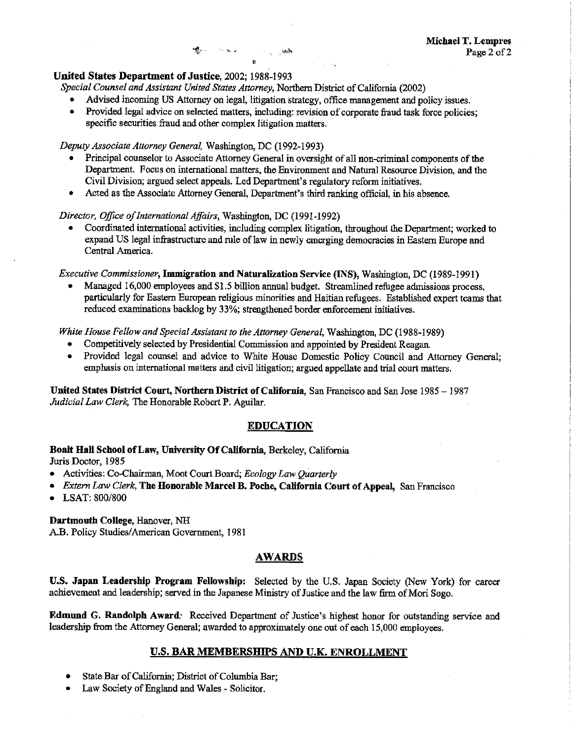**United States Department of Justice**, 2002; 1988-1993

*Special Counsel and Assistant United States Attorney*, Northern District of California (2002)

- Advised incoming US Attorney on legal, litigation strategy, office management and policy issues.
- Provided legal advice on selected matters, including: revision of corporate fraud task force policies; specific securities fraud and other complex litigation matters.

*Deputy Associate Attorney General*, Washington, DC (1992-1993)

- Principal counselor to Associate Attorney General in oversight of all non-criminal components of the Department. Focus on international matters, the Environment and Natural Resource Division, and the Civil Division; argued select appeals. Led Department's regulatory reform initiatives.
- Acted as the Associate Attorney General, Department's third ranking official, in his absence.

*Director, Office of International Affairs*, Washington, DC (1991-1992)

- Coordinated international activities, including complex litigation, throughout the Department; worked to expand US legal infrastructure and rule of law in newly emerging democracies in Eastern Europe and Central America.

*Executive Commissioner*, **Immigration and Naturalization Service (INS),** Washington, DC (1989-1991)

- Managed 16,000 employees and $1.5 billion annual budget. Streamlined refugee admissions process, particularly for Eastern European religious minorities and Haitian refugees. Established expert teams that reduced examinations backlog by 33%; strengthened border enforcement initiatives.

*White House Fellow and Special Assistant to the Attorney General*, Washington, DC (1988-1989)

- Competitively selected by Presidential Commission and appointed by President Reagan.
- Provided legal counsel and advice to White House Domestic Policy Council and Attorney General; emphasis on international matters and civil litigation; argued appellate and trial court matters.

**United States District Court, Northern District of California**, San Francisco and San Jose 1985 – 1987
*Judicial Law Clerk*, The Honorable Robert P. Aguilar.

## EDUCATION

**Boalt Hall School of Law, University Of California**, Berkeley, California
Juris Doctor, 1985

- Activities: Co-Chairman, Moot Court Board; *Ecology Law Quarterly*
- *Extern Law Clerk*, **The Honorable Marcel B. Poche, California Court of Appeal,** San Francisco
- LSAT: 800/800

**Dartmouth College**, Hanover, NH
A.B. Policy Studies/American Government, 1981

## AWARDS

**U.S. Japan Leadership Program Fellowship:** Selected by the U.S. Japan Society (New York) for career achievement and leadership; served in the Japanese Ministry of Justice and the law firm of Mori Sogo.

**Edmund G. Randolph Award**: Received Department of Justice's highest honor for outstanding service and leadership from the Attorney General; awarded to approximately one out of each 15,000 employees.

## U.S. BAR MEMBERSHIPS AND U.K. ENROLLMENT

- State Bar of California; District of Columbia Bar;
- Law Society of England and Wales - Solicitor.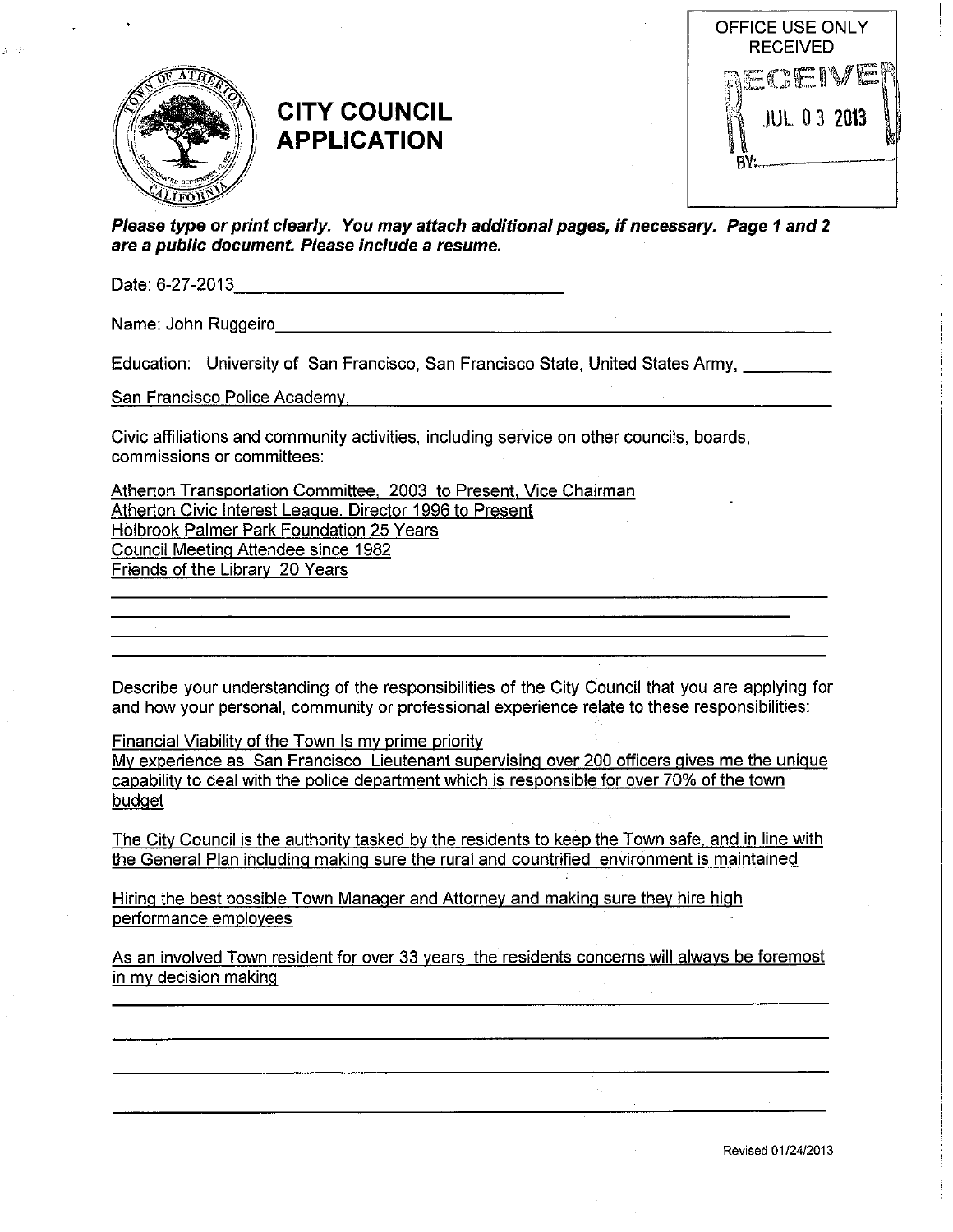# CITY COUNCIL APPLICATION

OFFICE USE ONLY
RECEIVED
RECEIVED
JUL 03 2013
BY:

***Please type or print clearly. You may attach additional pages, if necessary. Page 1 and 2 are a public document. Please include a resume.***

Date: 6-27-2013

Name: John Ruggeiro

Education: University of San Francisco, San Francisco State, United States Army, San Francisco Police Academy,

Civic affiliations and community activities, including service on other councils, boards, commissions or committees:

Atherton Transportation Committee, 2003 to Present, Vice Chairman
Atherton Civic Interest League. Director 1996 to Present
Holbrook Palmer Park Foundation 25 Years
Council Meeting Attendee since 1982
Friends of the Library 20 Years

Describe your understanding of the responsibilities of the City Council that you are applying for and how your personal, community or professional experience relate to these responsibilities:

Financial Viability of the Town Is my prime priority
My experience as San Francisco Lieutenant supervising over 200 officers gives me the unique capability to deal with the police department which is responsible for over 70% of the town budget

The City Council is the authority tasked by the residents to keep the Town safe, and in line with the General Plan including making sure the rural and countrified environment is maintained

Hiring the best possible Town Manager and Attorney and making sure they hire high performance employees

As an involved Town resident for over 33 years the residents concerns will always be foremost in my decision making

Revised 01/24/2013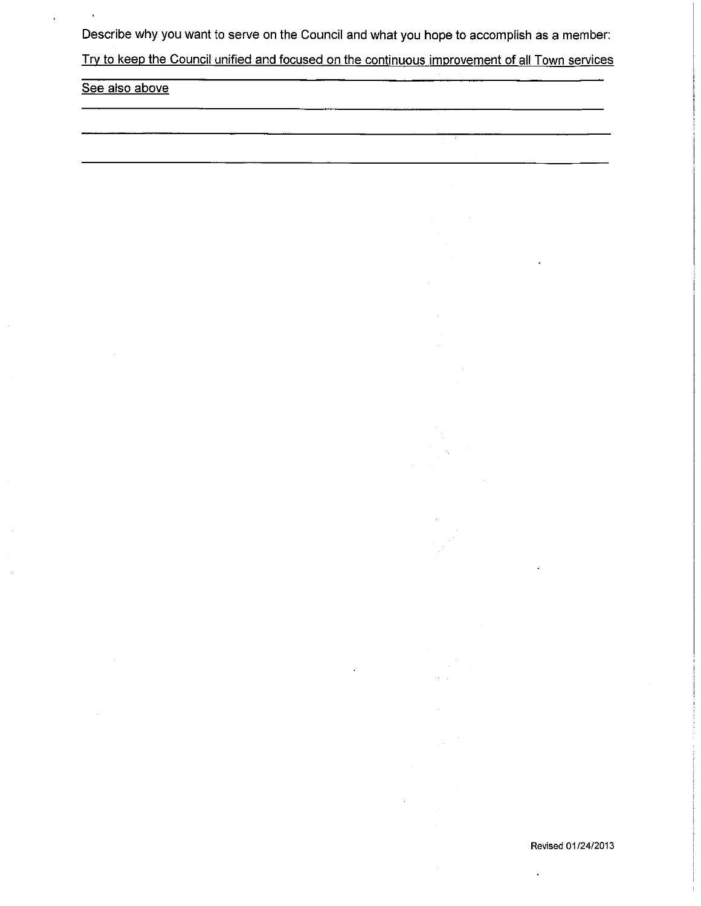Describe why you want to serve on the Council and what you hope to accomplish as a member:

Try to keep the Council unified and focused on the continuous improvement of all Town services

See also above

Revised 01/24/2013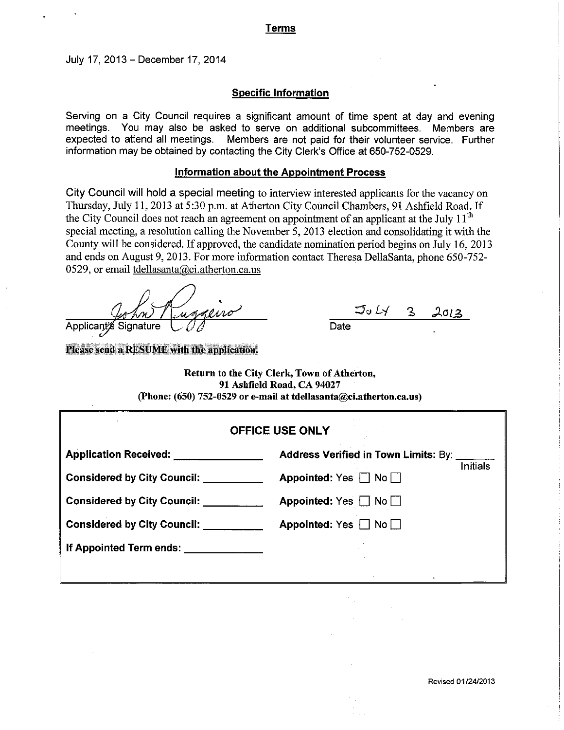## Terms

July 17, 2013 – December 17, 2014

### Specific Information

Serving on a City Council requires a significant amount of time spent at day and evening meetings. You may also be asked to serve on additional subcommittees. Members are expected to attend all meetings. Members are not paid for their volunteer service. Further information may be obtained by contacting the City Clerk's Office at 650-752-0529.

### Information about the Appointment Process

City Council will hold a special meeting to interview interested applicants for the vacancy on Thursday, July 11, 2013 at 5:30 p.m. at Atherton City Council Chambers, 91 Ashfield Road. If the City Council does not reach an agreement on appointment of an applicant at the July 11th special meeting, a resolution calling the November 5, 2013 election and consolidating it with the County will be considered. If approved, the candidate nomination period begins on July 16, 2013 and ends on August 9, 2013. For more information contact Theresa DellaSanta, phone 650-752-0529, or email tdellasanta@ci.atherton.ca.us

John Ruggeiro
Applicant's Signature

JULY 3 2013
Date

**Please send a RESUME with the application.**

**Return to the City Clerk, Town of Atherton,**
**91 Ashfield Road, CA 94027**
**(Phone: (650) 752-0529 or e-mail at tdellasanta@ci.atherton.ca.us)**

| OFFICE USE ONLY | |
|---|---|
| **Application Received:** ______________ | **Address Verified in Town Limits:** By: _______ Initials |
| **Considered by City Council:** __________ | **Appointed:** Yes ☐ No ☐ |
| **Considered by City Council:** __________ | **Appointed:** Yes ☐ No ☐ |
| **Considered by City Council:** __________ | **Appointed:** Yes ☐ No ☐ |
| **If Appointed Term ends:** ______________ | |

Revised 01/24/2013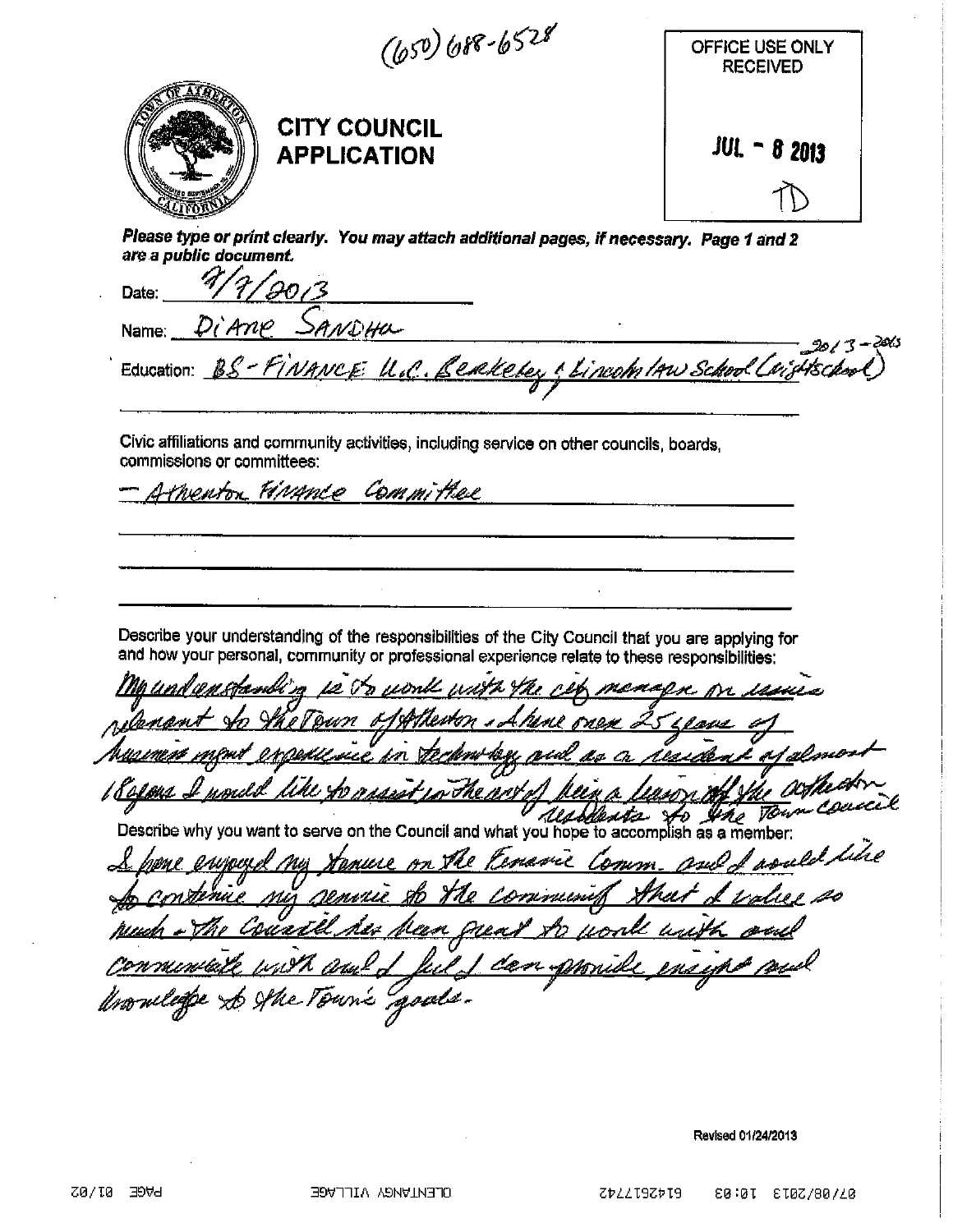(650) 688-6528

OFFICE USE ONLY
RECEIVED

JUL - 8 2013

TD

# CITY COUNCIL APPLICATION

***Please type or print clearly. You may attach additional pages, if necessary. Page 1 and 2 are a public document.***

Date: 7/7/2013

Name: DiAne SANDHU

Education: BS - FINANCE U.C. Berkeley & Lincoln Law School (night school) 2013-2015

Civic affiliations and community activities, including service on other councils, boards, commissions or committees:

- Atherton Finance Committee

Describe your understanding of the responsibilities of the City Council that you are applying for and how your personal, community or professional experience relate to these responsibilities:

My understanding is to work with the city manager on issues relevant to the Town of Atherton. I have over 25 years of business mgmt experience in technology and as a resident of almost 18 years I would like to assist in the art of being a liaison of the Atherton residents to the Town Council

Describe why you want to serve on the Council and what you hope to accomplish as a member:

I have enjoyed my tenure on the Finance Comm. and I would like to continue my service to the community that I value so much. The Council has been great to work with and communicate with and I feel I can provide insight and knowledge to the Town's goals.

Revised 01/24/2013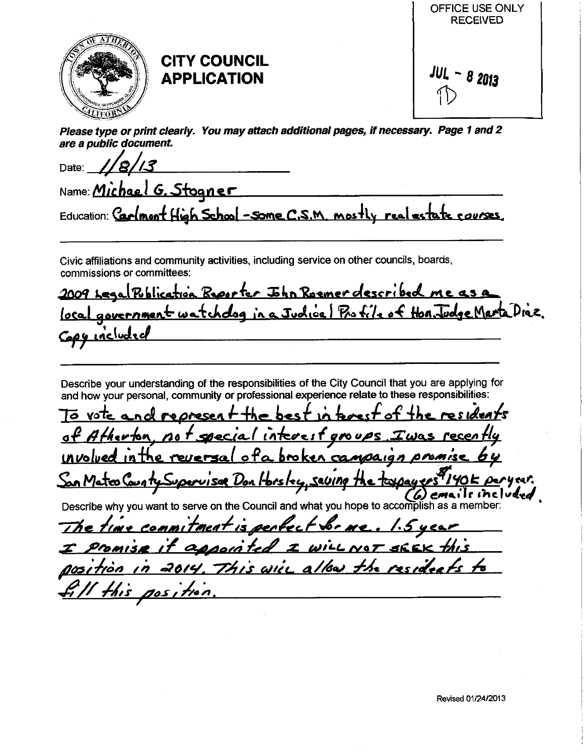OFFICE USE ONLY
RECEIVED

JUL - 8 2013

# CITY COUNCIL APPLICATION

***Please type or print clearly. You may attach additional pages, if necessary. Page 1 and 2 are a public document.***

Date: 1/8/13

Name: Michael G. Stogner

Education: Carlmont High School - some C.S.M. mostly real estate courses.

Civic affiliations and community activities, including service on other councils, boards, commissions or committees:

2009 Legal Publication Reporter John Roemer described me as a local government watchdog in a Judicial Profile of Hon. Judge Marta Diaz. Copy included

Describe your understanding of the responsibilities of the City Council that you are applying for and how your personal, community or professional experience relate to these responsibilities:

To vote and represent the best interest of the residents of Atherton, not special interest groups. I was recently involved in the reversal of a broken campaign promise by San Mateo County Supervisor Don Horsley, saving the taxpayers $140K per year. (6) emails included.

Describe why you want to serve on the Council and what you hope to accomplish as a member:

The time commitment is perfect for me. 1.5 year I promise if appointed I WILL NOT SEEK this position in 2014. This will allow the residents to fill this position.

Revised 01/24/2013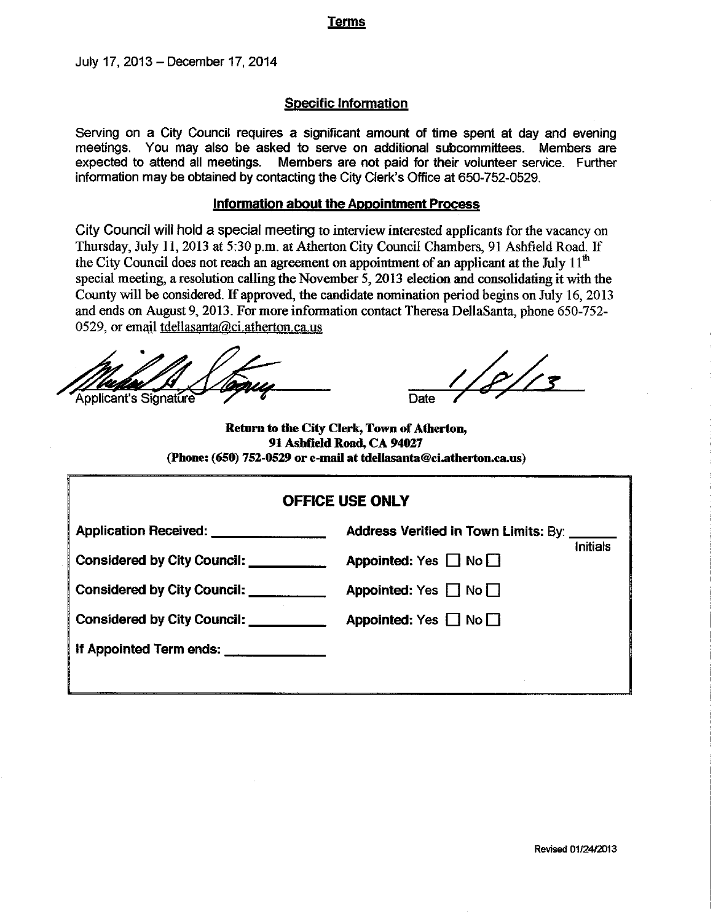## Terms

July 17, 2013 – December 17, 2014

## Specific Information

Serving on a City Council requires a significant amount of time spent at day and evening meetings. You may also be asked to serve on additional subcommittees. Members are expected to attend all meetings. Members are not paid for their volunteer service. Further information may be obtained by contacting the City Clerk's Office at 650-752-0529.

## Information about the Appointment Process

City Council will hold a special meeting to interview interested applicants for the vacancy on Thursday, July 11, 2013 at 5:30 p.m. at Atherton City Council Chambers, 91 Ashfield Road. If the City Council does not reach an agreement on appointment of an applicant at the July 11th special meeting, a resolution calling the November 5, 2013 election and consolidating it with the County will be considered. If approved, the candidate nomination period begins on July 16, 2013 and ends on August 9, 2013. For more information contact Theresa DellaSanta, phone 650-752-0529, or email tdellasanta@ci.atherton.ca.us

Applicant's Signature ______________________  Date 7/8/13

**Return to the City Clerk, Town of Atherton,**
**91 Ashfield Road, CA 94027**
**(Phone: (650) 752-0529 or e-mail at tdellasanta@ci.atherton.ca.us)**

**OFFICE USE ONLY**

| | |
|---|---|
| **Application Received:** ______________ | **Address Verified in Town Limits:** By: ______ Initials |
| **Considered by City Council:** __________ | **Appointed:** Yes ☐ No ☐ |
| **Considered by City Council:** __________ | **Appointed:** Yes ☐ No ☐ |
| **Considered by City Council:** __________ | **Appointed:** Yes ☐ No ☐ |
| **If Appointed Term ends:** ____________ | |

Revised 01/24/2013